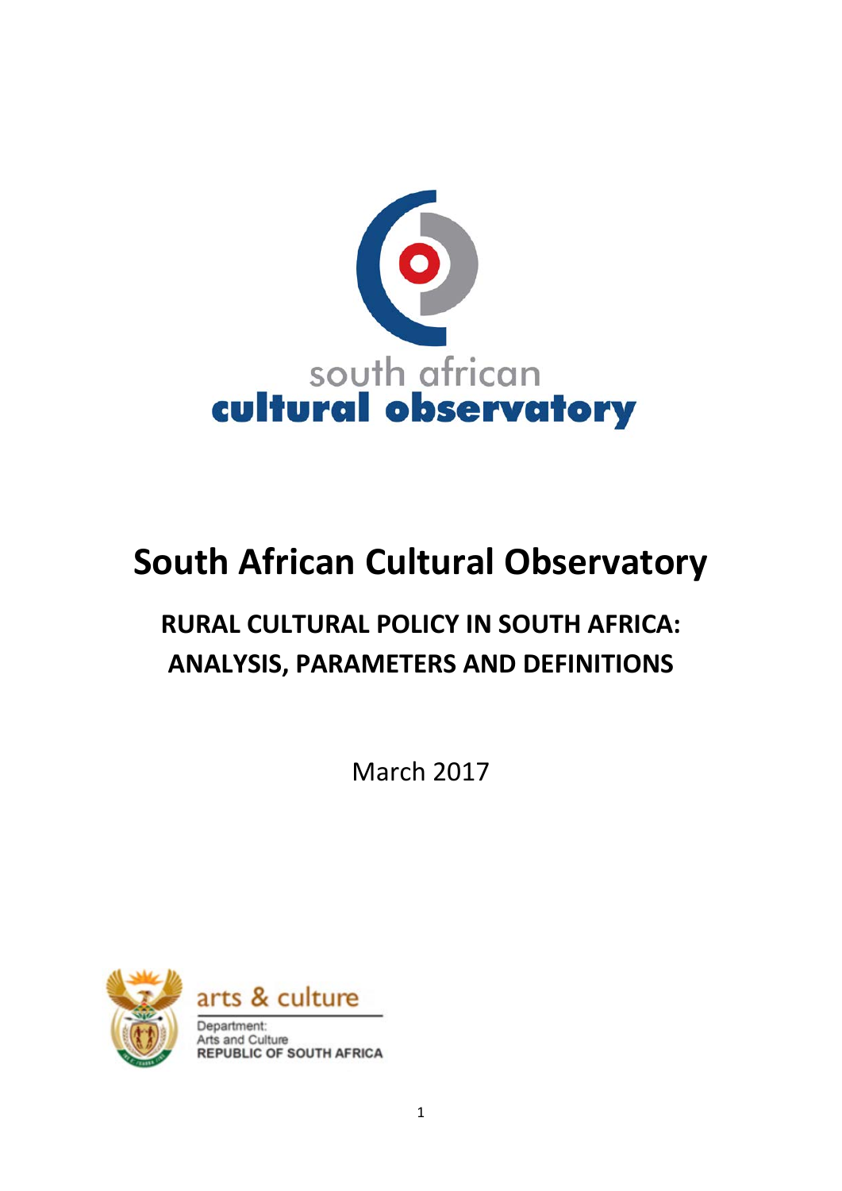south african
cultural observatory

# South African Cultural Observatory

## RURAL CULTURAL POLICY IN SOUTH AFRICA: ANALYSIS, PARAMETERS AND DEFINITIONS

March 2017

arts & culture

Department:
Arts and Culture
REPUBLIC OF SOUTH AFRICA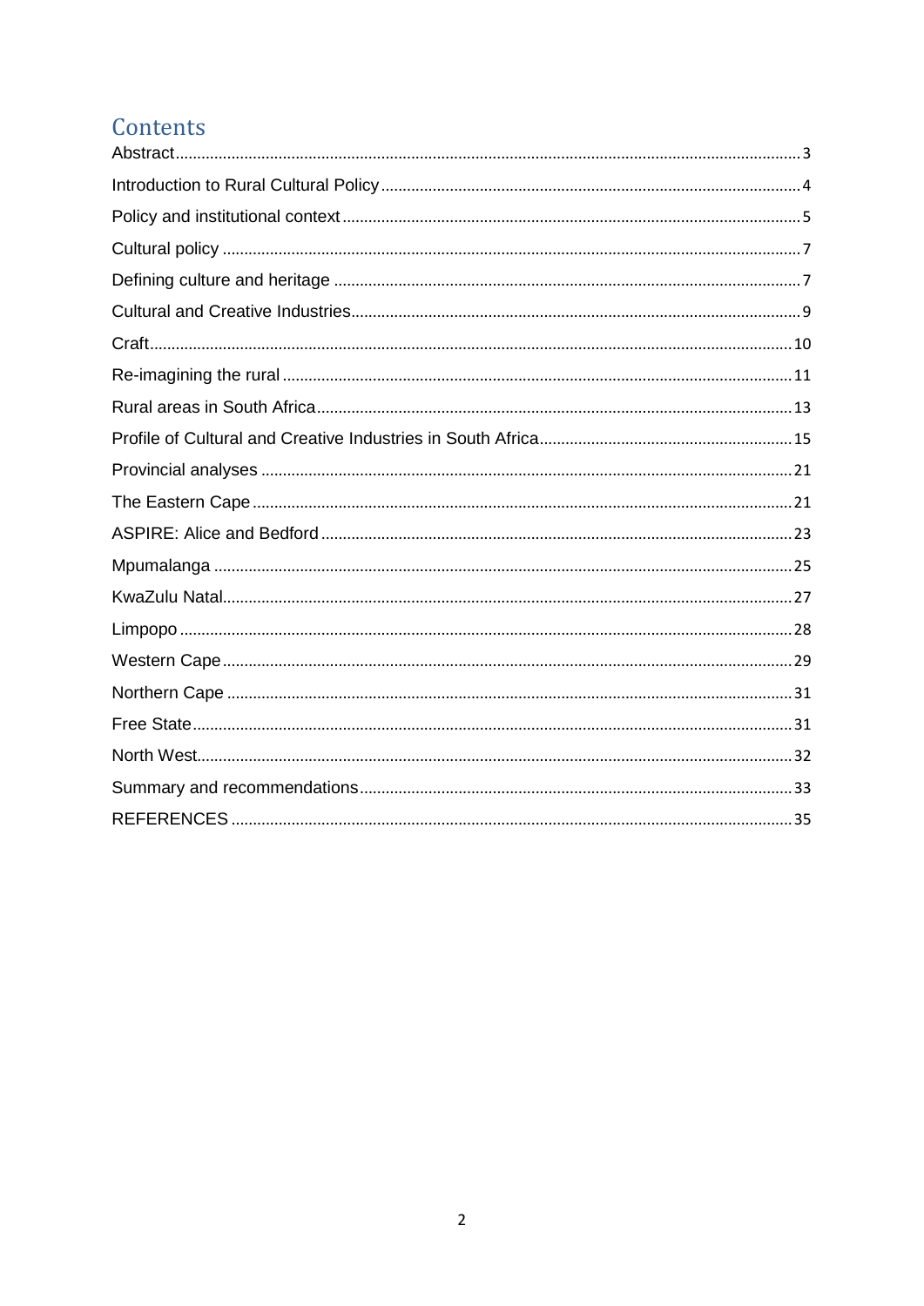# Contents

Abstract ........................................................................................................................................ 3

Introduction to Rural Cultural Policy ................................................................................................. 4

Policy and institutional context ......................................................................................................... 5

Cultural policy ..................................................................................................................................... 7

Defining culture and heritage ........................................................................................................... 7

Cultural and Creative Industries ......................................................................................................... 9

Craft ................................................................................................................................................... 10

Re-imagining the rural ..................................................................................................................... 11

Rural areas in South Africa ............................................................................................................. 13

Profile of Cultural and Creative Industries in South Africa ........................................................... 15

Provincial analyses ........................................................................................................................... 21

The Eastern Cape ............................................................................................................................ 21

ASPIRE: Alice and Bedford ............................................................................................................. 23

Mpumalanga ..................................................................................................................................... 25

KwaZulu Natal .................................................................................................................................. 27

Limpopo ............................................................................................................................................ 28

Western Cape ................................................................................................................................... 29

Northern Cape .................................................................................................................................. 31

Free State .......................................................................................................................................... 31

North West ........................................................................................................................................ 32

Summary and recommendations .................................................................................................... 33

REFERENCES ................................................................................................................................... 35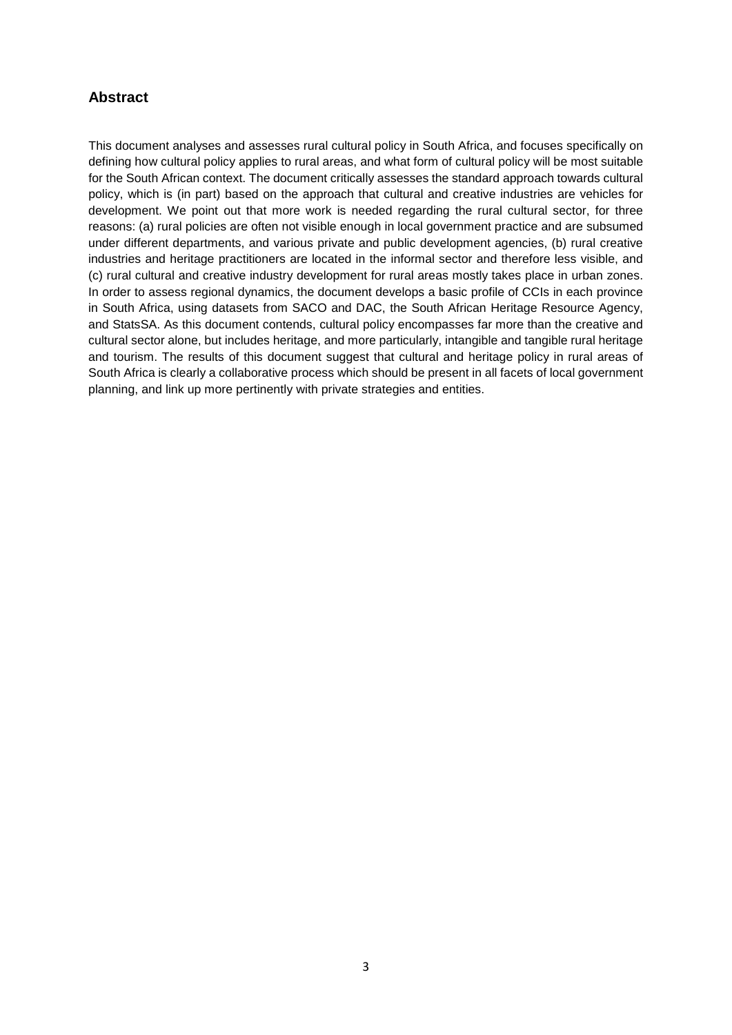## Abstract

This document analyses and assesses rural cultural policy in South Africa, and focuses specifically on defining how cultural policy applies to rural areas, and what form of cultural policy will be most suitable for the South African context. The document critically assesses the standard approach towards cultural policy, which is (in part) based on the approach that cultural and creative industries are vehicles for development. We point out that more work is needed regarding the rural cultural sector, for three reasons: (a) rural policies are often not visible enough in local government practice and are subsumed under different departments, and various private and public development agencies, (b) rural creative industries and heritage practitioners are located in the informal sector and therefore less visible, and (c) rural cultural and creative industry development for rural areas mostly takes place in urban zones. In order to assess regional dynamics, the document develops a basic profile of CCIs in each province in South Africa, using datasets from SACO and DAC, the South African Heritage Resource Agency, and StatsSA. As this document contends, cultural policy encompasses far more than the creative and cultural sector alone, but includes heritage, and more particularly, intangible and tangible rural heritage and tourism. The results of this document suggest that cultural and heritage policy in rural areas of South Africa is clearly a collaborative process which should be present in all facets of local government planning, and link up more pertinently with private strategies and entities.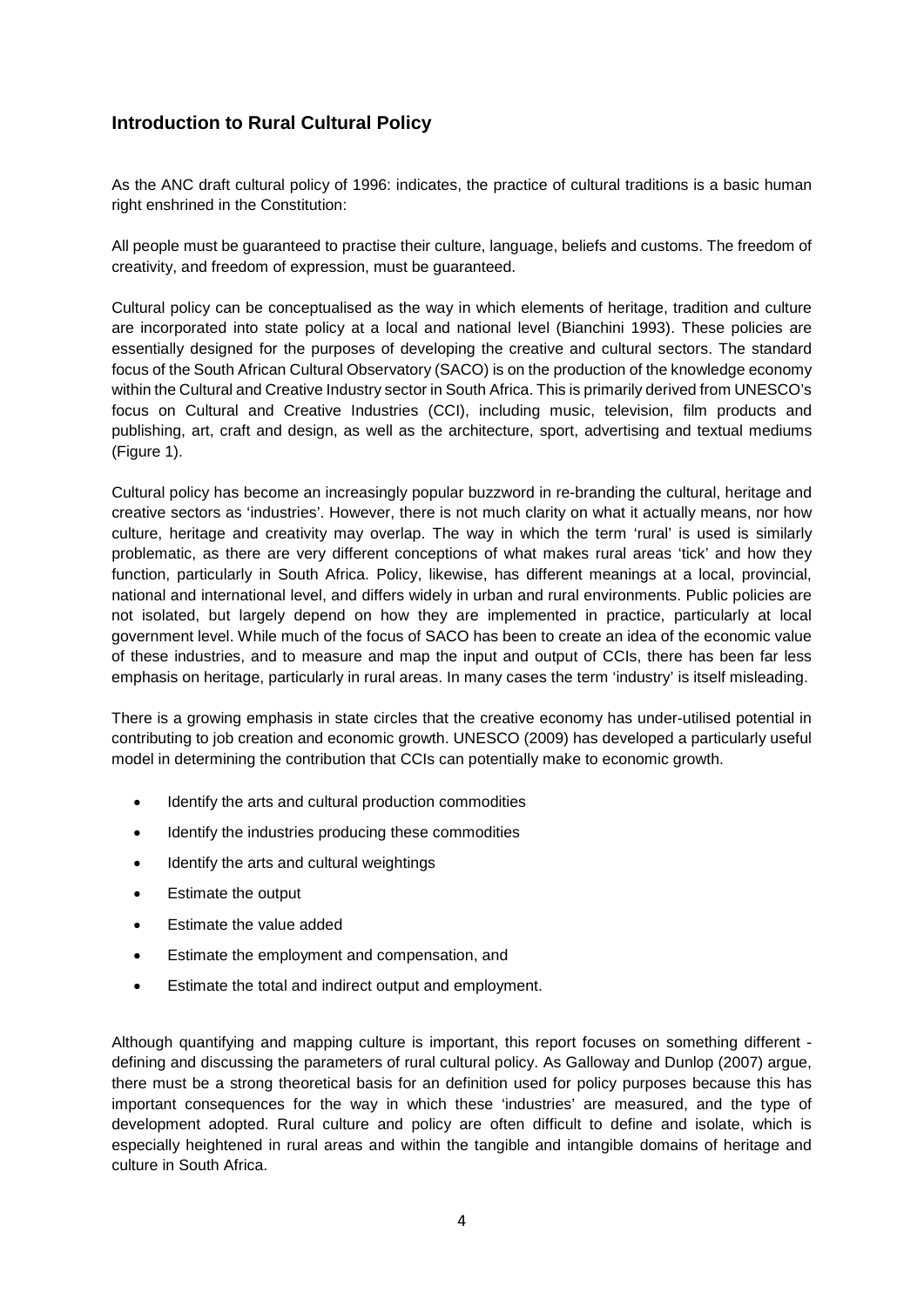## Introduction to Rural Cultural Policy

As the ANC draft cultural policy of 1996: indicates, the practice of cultural traditions is a basic human right enshrined in the Constitution:

All people must be guaranteed to practise their culture, language, beliefs and customs. The freedom of creativity, and freedom of expression, must be guaranteed.

Cultural policy can be conceptualised as the way in which elements of heritage, tradition and culture are incorporated into state policy at a local and national level (Bianchini 1993). These policies are essentially designed for the purposes of developing the creative and cultural sectors. The standard focus of the South African Cultural Observatory (SACO) is on the production of the knowledge economy within the Cultural and Creative Industry sector in South Africa. This is primarily derived from UNESCO's focus on Cultural and Creative Industries (CCI), including music, television, film products and publishing, art, craft and design, as well as the architecture, sport, advertising and textual mediums (Figure 1).

Cultural policy has become an increasingly popular buzzword in re-branding the cultural, heritage and creative sectors as 'industries'. However, there is not much clarity on what it actually means, nor how culture, heritage and creativity may overlap. The way in which the term 'rural' is used is similarly problematic, as there are very different conceptions of what makes rural areas 'tick' and how they function, particularly in South Africa. Policy, likewise, has different meanings at a local, provincial, national and international level, and differs widely in urban and rural environments. Public policies are not isolated, but largely depend on how they are implemented in practice, particularly at local government level. While much of the focus of SACO has been to create an idea of the economic value of these industries, and to measure and map the input and output of CCIs, there has been far less emphasis on heritage, particularly in rural areas. In many cases the term 'industry' is itself misleading.

There is a growing emphasis in state circles that the creative economy has under-utilised potential in contributing to job creation and economic growth. UNESCO (2009) has developed a particularly useful model in determining the contribution that CCIs can potentially make to economic growth.

- Identify the arts and cultural production commodities
- Identify the industries producing these commodities
- Identify the arts and cultural weightings
- Estimate the output
- Estimate the value added
- Estimate the employment and compensation, and
- Estimate the total and indirect output and employment.

Although quantifying and mapping culture is important, this report focuses on something different - defining and discussing the parameters of rural cultural policy. As Galloway and Dunlop (2007) argue, there must be a strong theoretical basis for an definition used for policy purposes because this has important consequences for the way in which these 'industries' are measured, and the type of development adopted. Rural culture and policy are often difficult to define and isolate, which is especially heightened in rural areas and within the tangible and intangible domains of heritage and culture in South Africa.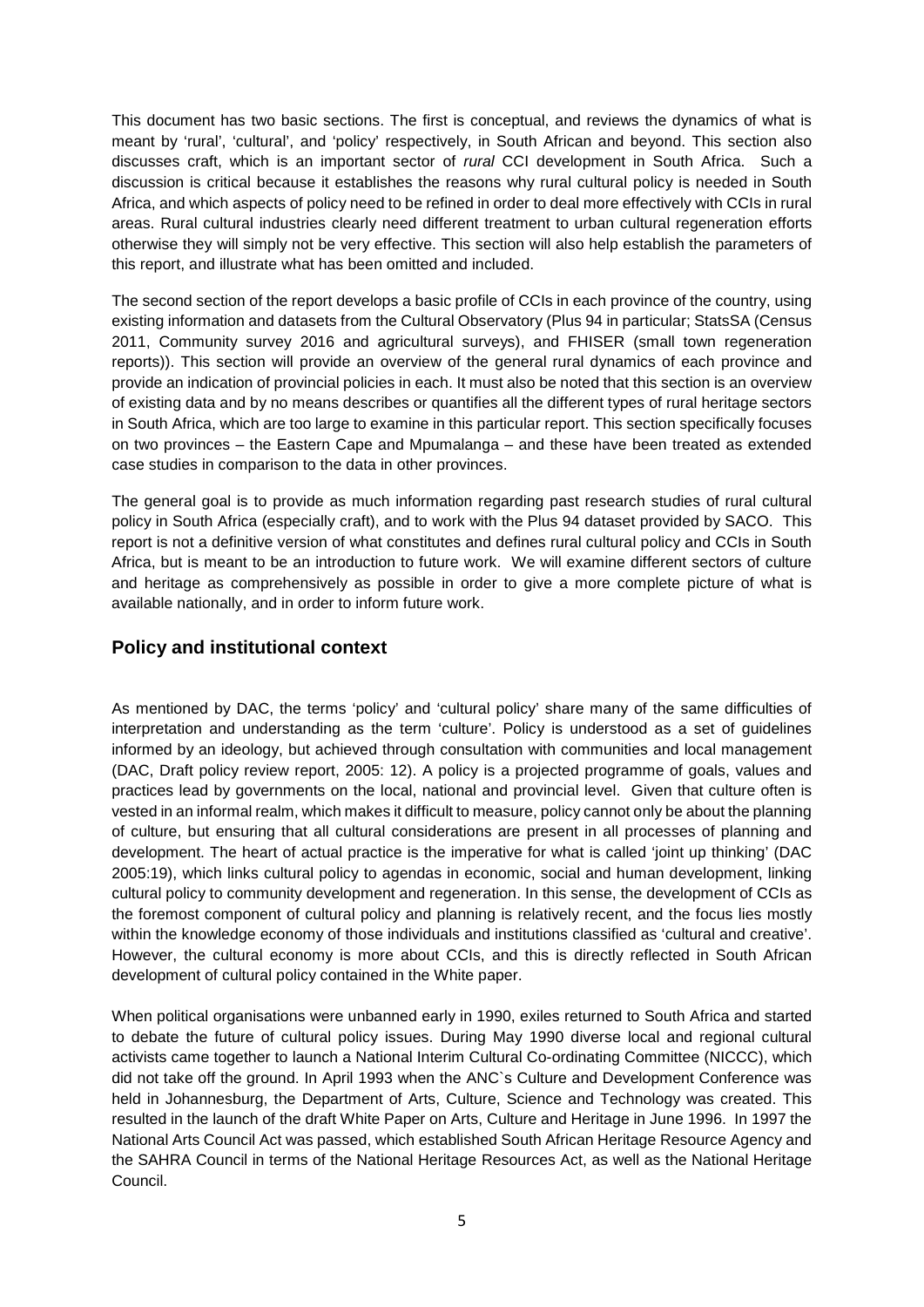This document has two basic sections. The first is conceptual, and reviews the dynamics of what is meant by 'rural', 'cultural', and 'policy' respectively, in South African and beyond. This section also discusses craft, which is an important sector of *rural* CCI development in South Africa. Such a discussion is critical because it establishes the reasons why rural cultural policy is needed in South Africa, and which aspects of policy need to be refined in order to deal more effectively with CCIs in rural areas. Rural cultural industries clearly need different treatment to urban cultural regeneration efforts otherwise they will simply not be very effective. This section will also help establish the parameters of this report, and illustrate what has been omitted and included.

The second section of the report develops a basic profile of CCIs in each province of the country, using existing information and datasets from the Cultural Observatory (Plus 94 in particular; StatsSA (Census 2011, Community survey 2016 and agricultural surveys), and FHISER (small town regeneration reports)). This section will provide an overview of the general rural dynamics of each province and provide an indication of provincial policies in each. It must also be noted that this section is an overview of existing data and by no means describes or quantifies all the different types of rural heritage sectors in South Africa, which are too large to examine in this particular report. This section specifically focuses on two provinces – the Eastern Cape and Mpumalanga – and these have been treated as extended case studies in comparison to the data in other provinces.

The general goal is to provide as much information regarding past research studies of rural cultural policy in South Africa (especially craft), and to work with the Plus 94 dataset provided by SACO. This report is not a definitive version of what constitutes and defines rural cultural policy and CCIs in South Africa, but is meant to be an introduction to future work. We will examine different sectors of culture and heritage as comprehensively as possible in order to give a more complete picture of what is available nationally, and in order to inform future work.

## Policy and institutional context

As mentioned by DAC, the terms 'policy' and 'cultural policy' share many of the same difficulties of interpretation and understanding as the term 'culture'. Policy is understood as a set of guidelines informed by an ideology, but achieved through consultation with communities and local management (DAC, Draft policy review report, 2005: 12). A policy is a projected programme of goals, values and practices lead by governments on the local, national and provincial level. Given that culture often is vested in an informal realm, which makes it difficult to measure, policy cannot only be about the planning of culture, but ensuring that all cultural considerations are present in all processes of planning and development. The heart of actual practice is the imperative for what is called 'joint up thinking' (DAC 2005:19), which links cultural policy to agendas in economic, social and human development, linking cultural policy to community development and regeneration. In this sense, the development of CCIs as the foremost component of cultural policy and planning is relatively recent, and the focus lies mostly within the knowledge economy of those individuals and institutions classified as 'cultural and creative'. However, the cultural economy is more about CCIs, and this is directly reflected in South African development of cultural policy contained in the White paper.

When political organisations were unbanned early in 1990, exiles returned to South Africa and started to debate the future of cultural policy issues. During May 1990 diverse local and regional cultural activists came together to launch a National Interim Cultural Co-ordinating Committee (NICCC), which did not take off the ground. In April 1993 when the ANC`s Culture and Development Conference was held in Johannesburg, the Department of Arts, Culture, Science and Technology was created. This resulted in the launch of the draft White Paper on Arts, Culture and Heritage in June 1996. In 1997 the National Arts Council Act was passed, which established South African Heritage Resource Agency and the SAHRA Council in terms of the National Heritage Resources Act, as well as the National Heritage Council.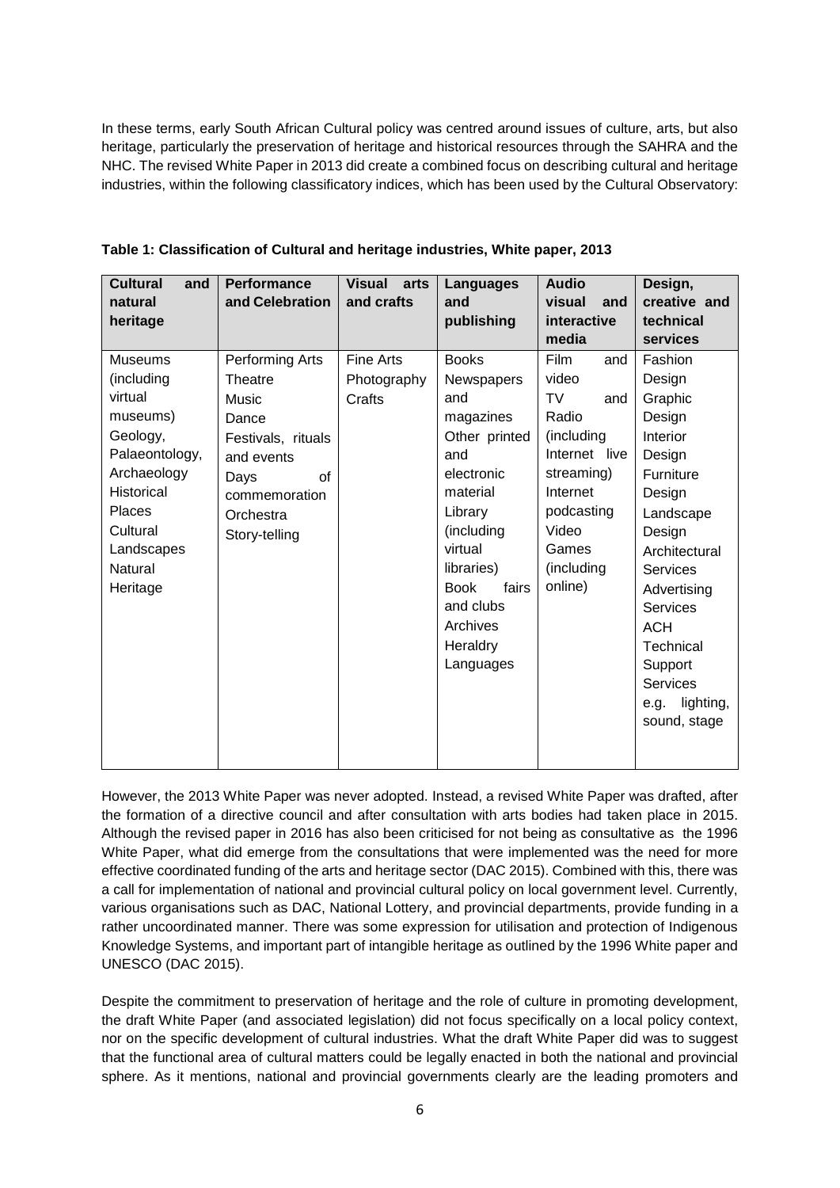In these terms, early South African Cultural policy was centred around issues of culture, arts, but also heritage, particularly the preservation of heritage and historical resources through the SAHRA and the NHC. The revised White Paper in 2013 did create a combined focus on describing cultural and heritage industries, within the following classificatory indices, which has been used by the Cultural Observatory:

**Table 1: Classification of Cultural and heritage industries, White paper, 2013**

| Cultural and natural heritage | Performance and Celebration | Visual arts and crafts | Languages and publishing | Audio visual and interactive media | Design, creative and technical services |
|---|---|---|---|---|---|
| Museums (including virtual museums)<br>Geology, Palaeontology, Archaeology<br>Historical Places<br>Cultural Landscapes<br>Natural Heritage | Performing Arts<br>Theatre<br>Music<br>Dance<br>Festivals, rituals and events<br>Days of commemoration<br>Orchestra<br>Story-telling | Fine Arts<br>Photography<br>Crafts | Books<br>Newspapers and magazines<br>Other printed and electronic material<br>Library (including virtual libraries)<br>Book fairs and clubs<br>Archives<br>Heraldry<br>Languages | Film and video<br>TV and Radio (including Internet live streaming)<br>Internet podcasting<br>Video Games (including online) | Fashion Design<br>Graphic Design<br>Interior Design<br>Furniture Design<br>Landscape Design<br>Architectural Services<br>Advertising Services<br>ACH<br>Technical Support Services e.g. lighting, sound, stage |

However, the 2013 White Paper was never adopted. Instead, a revised White Paper was drafted, after the formation of a directive council and after consultation with arts bodies had taken place in 2015. Although the revised paper in 2016 has also been criticised for not being as consultative as the 1996 White Paper, what did emerge from the consultations that were implemented was the need for more effective coordinated funding of the arts and heritage sector (DAC 2015). Combined with this, there was a call for implementation of national and provincial cultural policy on local government level. Currently, various organisations such as DAC, National Lottery, and provincial departments, provide funding in a rather uncoordinated manner. There was some expression for utilisation and protection of Indigenous Knowledge Systems, and important part of intangible heritage as outlined by the 1996 White paper and UNESCO (DAC 2015).

Despite the commitment to preservation of heritage and the role of culture in promoting development, the draft White Paper (and associated legislation) did not focus specifically on a local policy context, nor on the specific development of cultural industries. What the draft White Paper did was to suggest that the functional area of cultural matters could be legally enacted in both the national and provincial sphere. As it mentions, national and provincial governments clearly are the leading promoters and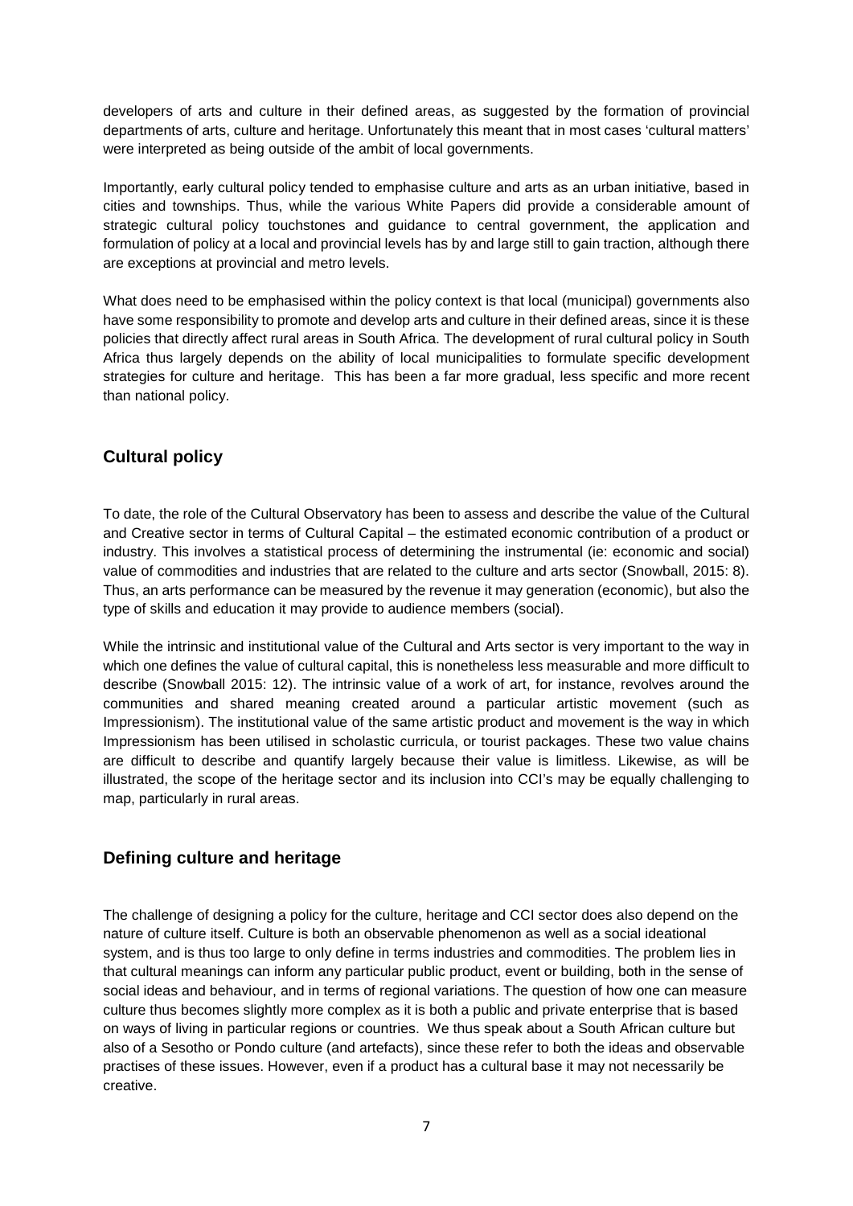developers of arts and culture in their defined areas, as suggested by the formation of provincial departments of arts, culture and heritage. Unfortunately this meant that in most cases 'cultural matters' were interpreted as being outside of the ambit of local governments.

Importantly, early cultural policy tended to emphasise culture and arts as an urban initiative, based in cities and townships. Thus, while the various White Papers did provide a considerable amount of strategic cultural policy touchstones and guidance to central government, the application and formulation of policy at a local and provincial levels has by and large still to gain traction, although there are exceptions at provincial and metro levels.

What does need to be emphasised within the policy context is that local (municipal) governments also have some responsibility to promote and develop arts and culture in their defined areas, since it is these policies that directly affect rural areas in South Africa. The development of rural cultural policy in South Africa thus largely depends on the ability of local municipalities to formulate specific development strategies for culture and heritage. This has been a far more gradual, less specific and more recent than national policy.

## Cultural policy

To date, the role of the Cultural Observatory has been to assess and describe the value of the Cultural and Creative sector in terms of Cultural Capital – the estimated economic contribution of a product or industry. This involves a statistical process of determining the instrumental (ie: economic and social) value of commodities and industries that are related to the culture and arts sector (Snowball, 2015: 8). Thus, an arts performance can be measured by the revenue it may generation (economic), but also the type of skills and education it may provide to audience members (social).

While the intrinsic and institutional value of the Cultural and Arts sector is very important to the way in which one defines the value of cultural capital, this is nonetheless less measurable and more difficult to describe (Snowball 2015: 12). The intrinsic value of a work of art, for instance, revolves around the communities and shared meaning created around a particular artistic movement (such as Impressionism). The institutional value of the same artistic product and movement is the way in which Impressionism has been utilised in scholastic curricula, or tourist packages. These two value chains are difficult to describe and quantify largely because their value is limitless. Likewise, as will be illustrated, the scope of the heritage sector and its inclusion into CCI's may be equally challenging to map, particularly in rural areas.

## Defining culture and heritage

The challenge of designing a policy for the culture, heritage and CCI sector does also depend on the nature of culture itself. Culture is both an observable phenomenon as well as a social ideational system, and is thus too large to only define in terms industries and commodities. The problem lies in that cultural meanings can inform any particular public product, event or building, both in the sense of social ideas and behaviour, and in terms of regional variations. The question of how one can measure culture thus becomes slightly more complex as it is both a public and private enterprise that is based on ways of living in particular regions or countries. We thus speak about a South African culture but also of a Sesotho or Pondo culture (and artefacts), since these refer to both the ideas and observable practises of these issues. However, even if a product has a cultural base it may not necessarily be creative.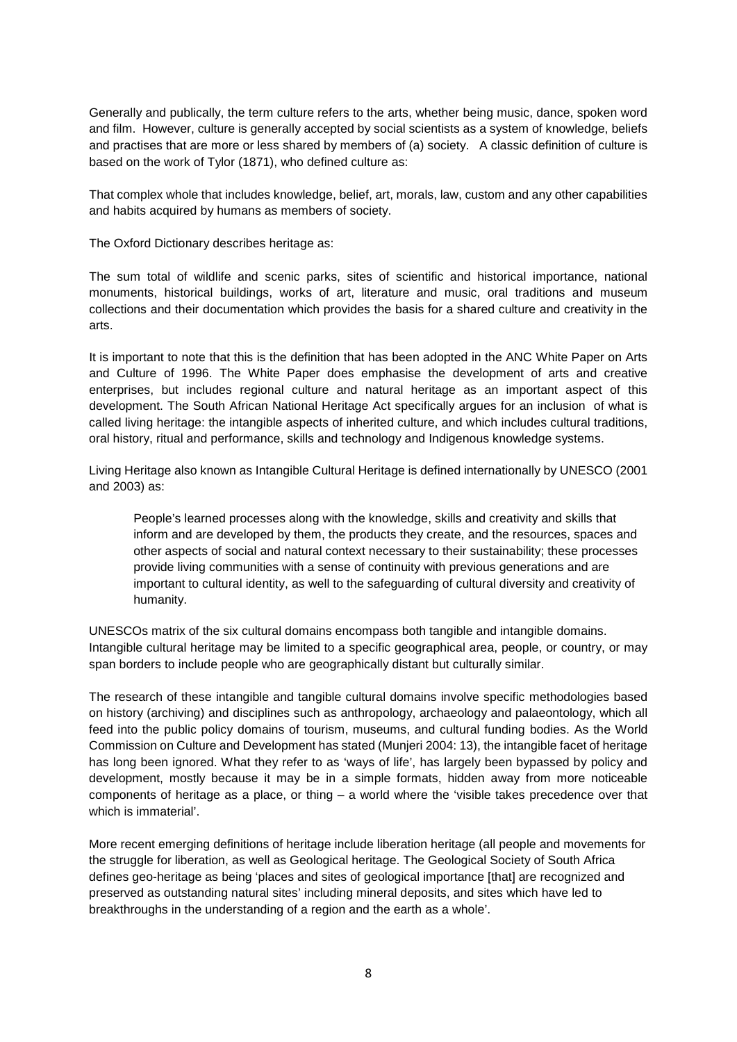Generally and publically, the term culture refers to the arts, whether being music, dance, spoken word and film. However, culture is generally accepted by social scientists as a system of knowledge, beliefs and practises that are more or less shared by members of (a) society. A classic definition of culture is based on the work of Tylor (1871), who defined culture as:

That complex whole that includes knowledge, belief, art, morals, law, custom and any other capabilities and habits acquired by humans as members of society.

The Oxford Dictionary describes heritage as:

The sum total of wildlife and scenic parks, sites of scientific and historical importance, national monuments, historical buildings, works of art, literature and music, oral traditions and museum collections and their documentation which provides the basis for a shared culture and creativity in the arts.

It is important to note that this is the definition that has been adopted in the ANC White Paper on Arts and Culture of 1996. The White Paper does emphasise the development of arts and creative enterprises, but includes regional culture and natural heritage as an important aspect of this development. The South African National Heritage Act specifically argues for an inclusion of what is called living heritage: the intangible aspects of inherited culture, and which includes cultural traditions, oral history, ritual and performance, skills and technology and Indigenous knowledge systems.

Living Heritage also known as Intangible Cultural Heritage is defined internationally by UNESCO (2001 and 2003) as:

> People's learned processes along with the knowledge, skills and creativity and skills that inform and are developed by them, the products they create, and the resources, spaces and other aspects of social and natural context necessary to their sustainability; these processes provide living communities with a sense of continuity with previous generations and are important to cultural identity, as well to the safeguarding of cultural diversity and creativity of humanity.

UNESCOs matrix of the six cultural domains encompass both tangible and intangible domains. Intangible cultural heritage may be limited to a specific geographical area, people, or country, or may span borders to include people who are geographically distant but culturally similar.

The research of these intangible and tangible cultural domains involve specific methodologies based on history (archiving) and disciplines such as anthropology, archaeology and palaeontology, which all feed into the public policy domains of tourism, museums, and cultural funding bodies. As the World Commission on Culture and Development has stated (Munjeri 2004: 13), the intangible facet of heritage has long been ignored. What they refer to as 'ways of life', has largely been bypassed by policy and development, mostly because it may be in a simple formats, hidden away from more noticeable components of heritage as a place, or thing – a world where the 'visible takes precedence over that which is immaterial'.

More recent emerging definitions of heritage include liberation heritage (all people and movements for the struggle for liberation, as well as Geological heritage. The Geological Society of South Africa defines geo-heritage as being 'places and sites of geological importance [that] are recognized and preserved as outstanding natural sites' including mineral deposits, and sites which have led to breakthroughs in the understanding of a region and the earth as a whole'.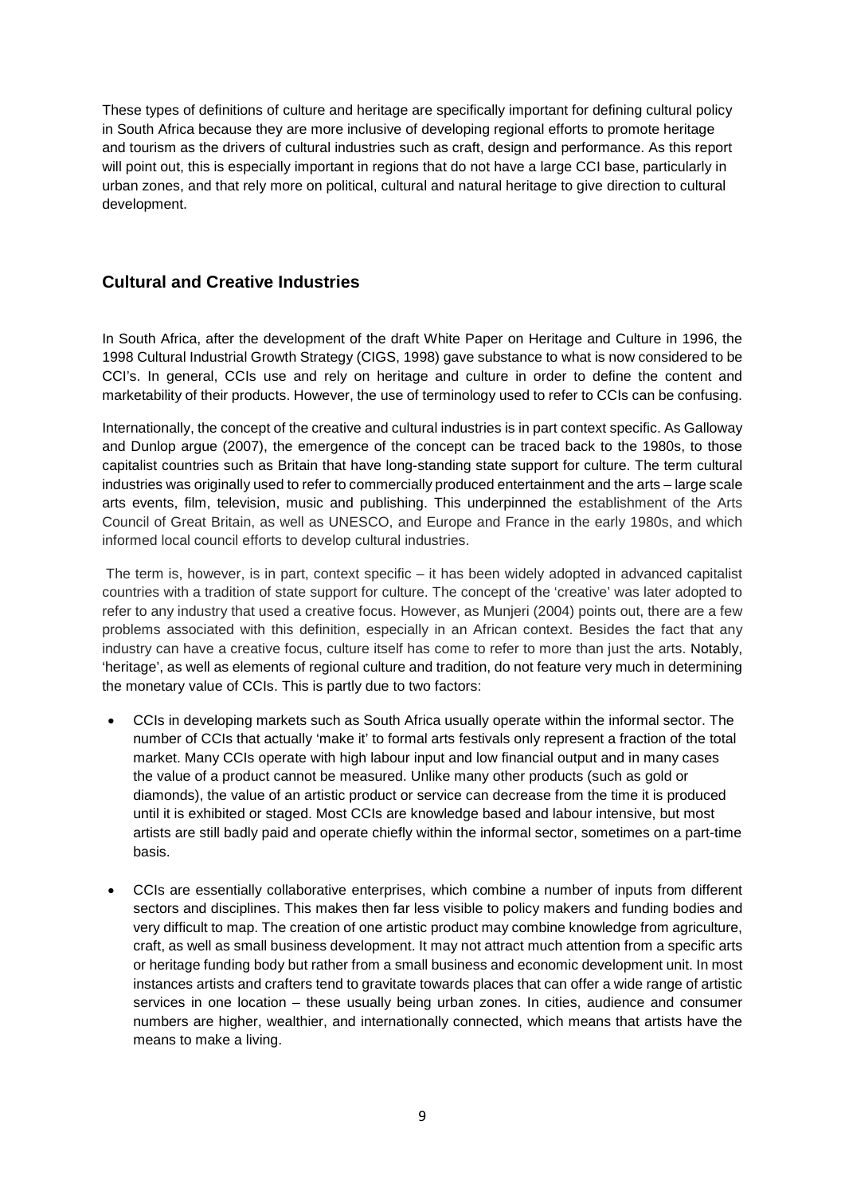These types of definitions of culture and heritage are specifically important for defining cultural policy in South Africa because they are more inclusive of developing regional efforts to promote heritage and tourism as the drivers of cultural industries such as craft, design and performance. As this report will point out, this is especially important in regions that do not have a large CCI base, particularly in urban zones, and that rely more on political, cultural and natural heritage to give direction to cultural development.

## Cultural and Creative Industries

In South Africa, after the development of the draft White Paper on Heritage and Culture in 1996, the 1998 Cultural Industrial Growth Strategy (CIGS, 1998) gave substance to what is now considered to be CCI's. In general, CCIs use and rely on heritage and culture in order to define the content and marketability of their products. However, the use of terminology used to refer to CCIs can be confusing.

Internationally, the concept of the creative and cultural industries is in part context specific. As Galloway and Dunlop argue (2007), the emergence of the concept can be traced back to the 1980s, to those capitalist countries such as Britain that have long-standing state support for culture. The term cultural industries was originally used to refer to commercially produced entertainment and the arts – large scale arts events, film, television, music and publishing. This underpinned the establishment of the Arts Council of Great Britain, as well as UNESCO, and Europe and France in the early 1980s, and which informed local council efforts to develop cultural industries.

The term is, however, is in part, context specific – it has been widely adopted in advanced capitalist countries with a tradition of state support for culture. The concept of the 'creative' was later adopted to refer to any industry that used a creative focus. However, as Munjeri (2004) points out, there are a few problems associated with this definition, especially in an African context. Besides the fact that any industry can have a creative focus, culture itself has come to refer to more than just the arts. Notably, 'heritage', as well as elements of regional culture and tradition, do not feature very much in determining the monetary value of CCIs. This is partly due to two factors:

- CCIs in developing markets such as South Africa usually operate within the informal sector. The number of CCIs that actually 'make it' to formal arts festivals only represent a fraction of the total market. Many CCIs operate with high labour input and low financial output and in many cases the value of a product cannot be measured. Unlike many other products (such as gold or diamonds), the value of an artistic product or service can decrease from the time it is produced until it is exhibited or staged. Most CCIs are knowledge based and labour intensive, but most artists are still badly paid and operate chiefly within the informal sector, sometimes on a part-time basis.

- CCIs are essentially collaborative enterprises, which combine a number of inputs from different sectors and disciplines. This makes then far less visible to policy makers and funding bodies and very difficult to map. The creation of one artistic product may combine knowledge from agriculture, craft, as well as small business development. It may not attract much attention from a specific arts or heritage funding body but rather from a small business and economic development unit. In most instances artists and crafters tend to gravitate towards places that can offer a wide range of artistic services in one location – these usually being urban zones. In cities, audience and consumer numbers are higher, wealthier, and internationally connected, which means that artists have the means to make a living.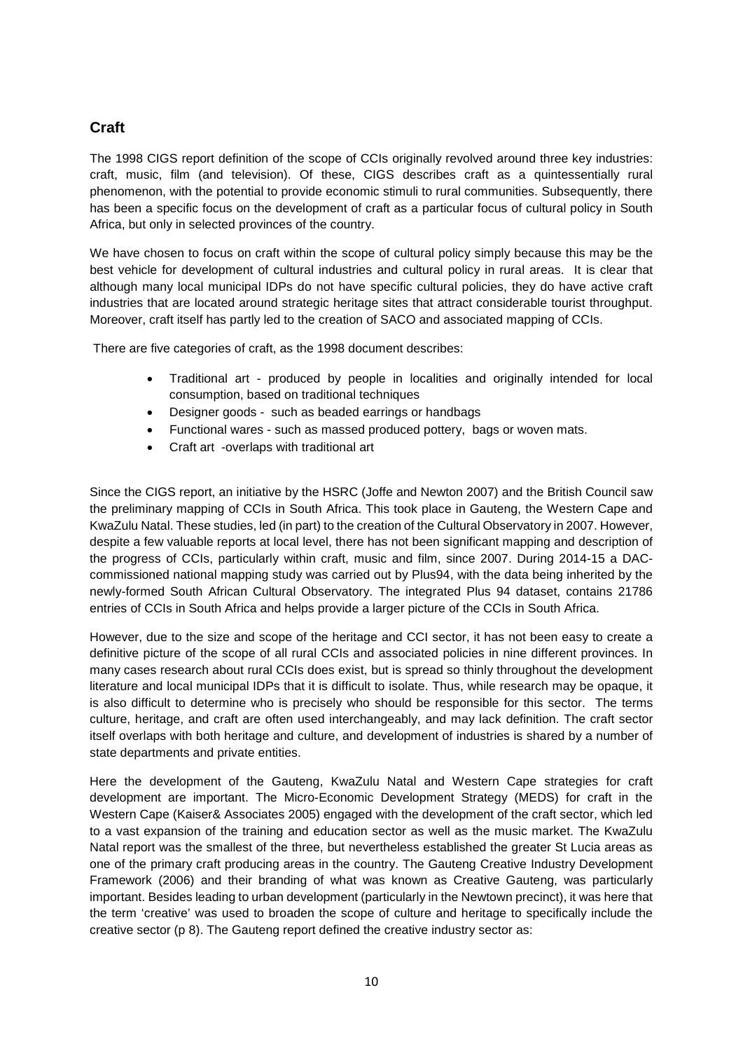## Craft

The 1998 CIGS report definition of the scope of CCIs originally revolved around three key industries: craft, music, film (and television). Of these, CIGS describes craft as a quintessentially rural phenomenon, with the potential to provide economic stimuli to rural communities. Subsequently, there has been a specific focus on the development of craft as a particular focus of cultural policy in South Africa, but only in selected provinces of the country.

We have chosen to focus on craft within the scope of cultural policy simply because this may be the best vehicle for development of cultural industries and cultural policy in rural areas. It is clear that although many local municipal IDPs do not have specific cultural policies, they do have active craft industries that are located around strategic heritage sites that attract considerable tourist throughput. Moreover, craft itself has partly led to the creation of SACO and associated mapping of CCIs.

There are five categories of craft, as the 1998 document describes:

- Traditional art - produced by people in localities and originally intended for local consumption, based on traditional techniques
- Designer goods - such as beaded earrings or handbags
- Functional wares - such as massed produced pottery, bags or woven mats.
- Craft art -overlaps with traditional art

Since the CIGS report, an initiative by the HSRC (Joffe and Newton 2007) and the British Council saw the preliminary mapping of CCIs in South Africa. This took place in Gauteng, the Western Cape and KwaZulu Natal. These studies, led (in part) to the creation of the Cultural Observatory in 2007. However, despite a few valuable reports at local level, there has not been significant mapping and description of the progress of CCIs, particularly within craft, music and film, since 2007. During 2014-15 a DAC-commissioned national mapping study was carried out by Plus94, with the data being inherited by the newly-formed South African Cultural Observatory. The integrated Plus 94 dataset, contains 21786 entries of CCIs in South Africa and helps provide a larger picture of the CCIs in South Africa.

However, due to the size and scope of the heritage and CCI sector, it has not been easy to create a definitive picture of the scope of all rural CCIs and associated policies in nine different provinces. In many cases research about rural CCIs does exist, but is spread so thinly throughout the development literature and local municipal IDPs that it is difficult to isolate. Thus, while research may be opaque, it is also difficult to determine who is precisely who should be responsible for this sector. The terms culture, heritage, and craft are often used interchangeably, and may lack definition. The craft sector itself overlaps with both heritage and culture, and development of industries is shared by a number of state departments and private entities.

Here the development of the Gauteng, KwaZulu Natal and Western Cape strategies for craft development are important. The Micro-Economic Development Strategy (MEDS) for craft in the Western Cape (Kaiser& Associates 2005) engaged with the development of the craft sector, which led to a vast expansion of the training and education sector as well as the music market. The KwaZulu Natal report was the smallest of the three, but nevertheless established the greater St Lucia areas as one of the primary craft producing areas in the country. The Gauteng Creative Industry Development Framework (2006) and their branding of what was known as Creative Gauteng, was particularly important. Besides leading to urban development (particularly in the Newtown precinct), it was here that the term 'creative' was used to broaden the scope of culture and heritage to specifically include the creative sector (p 8). The Gauteng report defined the creative industry sector as: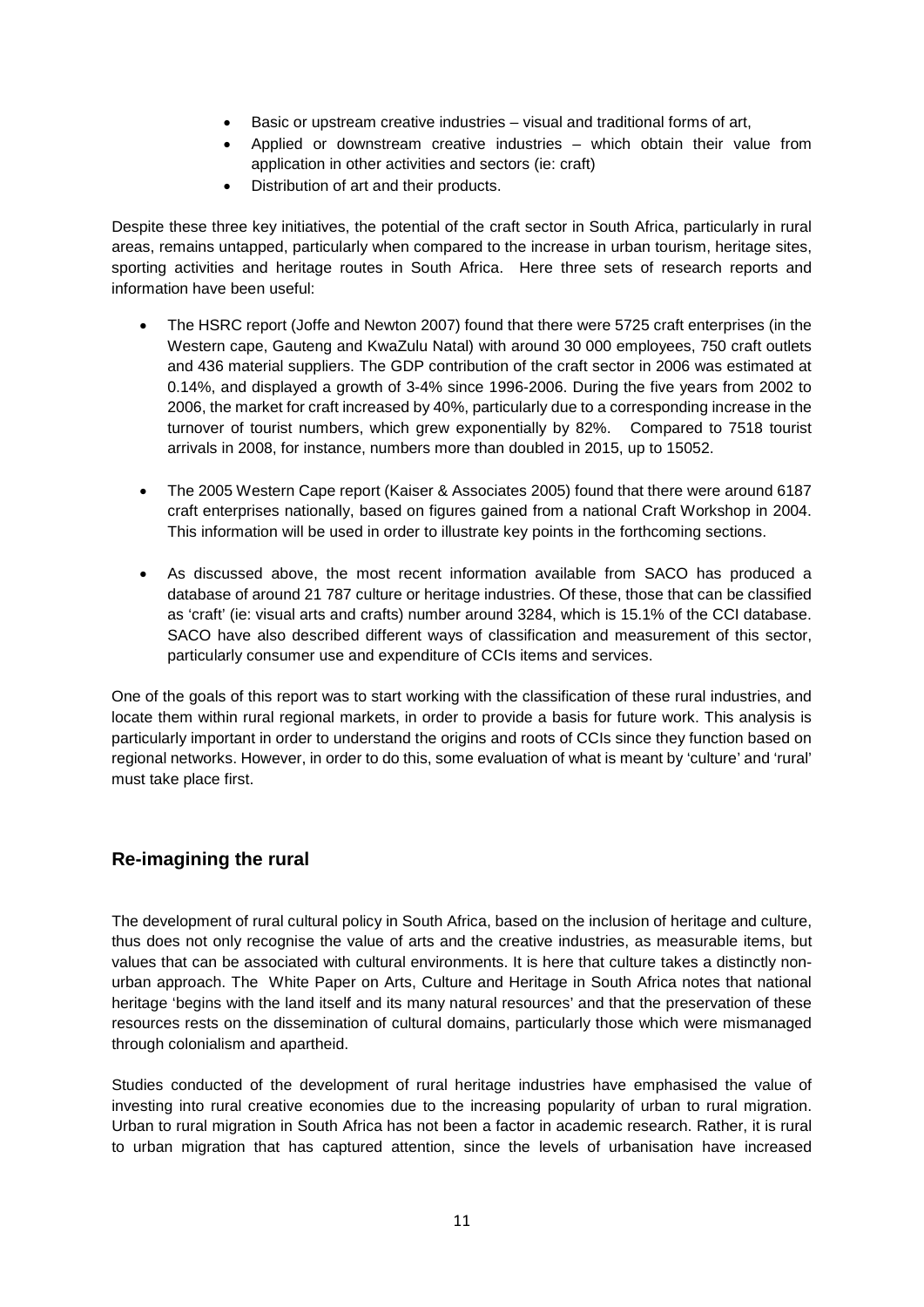- Basic or upstream creative industries – visual and traditional forms of art,
- Applied or downstream creative industries – which obtain their value from application in other activities and sectors (ie: craft)
- Distribution of art and their products.

Despite these three key initiatives, the potential of the craft sector in South Africa, particularly in rural areas, remains untapped, particularly when compared to the increase in urban tourism, heritage sites, sporting activities and heritage routes in South Africa. Here three sets of research reports and information have been useful:

- The HSRC report (Joffe and Newton 2007) found that there were 5725 craft enterprises (in the Western cape, Gauteng and KwaZulu Natal) with around 30 000 employees, 750 craft outlets and 436 material suppliers. The GDP contribution of the craft sector in 2006 was estimated at 0.14%, and displayed a growth of 3-4% since 1996-2006. During the five years from 2002 to 2006, the market for craft increased by 40%, particularly due to a corresponding increase in the turnover of tourist numbers, which grew exponentially by 82%. Compared to 7518 tourist arrivals in 2008, for instance, numbers more than doubled in 2015, up to 15052.

- The 2005 Western Cape report (Kaiser & Associates 2005) found that there were around 6187 craft enterprises nationally, based on figures gained from a national Craft Workshop in 2004. This information will be used in order to illustrate key points in the forthcoming sections.

- As discussed above, the most recent information available from SACO has produced a database of around 21 787 culture or heritage industries. Of these, those that can be classified as 'craft' (ie: visual arts and crafts) number around 3284, which is 15.1% of the CCI database. SACO have also described different ways of classification and measurement of this sector, particularly consumer use and expenditure of CCIs items and services.

One of the goals of this report was to start working with the classification of these rural industries, and locate them within rural regional markets, in order to provide a basis for future work. This analysis is particularly important in order to understand the origins and roots of CCIs since they function based on regional networks. However, in order to do this, some evaluation of what is meant by 'culture' and 'rural' must take place first.

## Re-imagining the rural

The development of rural cultural policy in South Africa, based on the inclusion of heritage and culture, thus does not only recognise the value of arts and the creative industries, as measurable items, but values that can be associated with cultural environments. It is here that culture takes a distinctly non-urban approach. The White Paper on Arts, Culture and Heritage in South Africa notes that national heritage 'begins with the land itself and its many natural resources' and that the preservation of these resources rests on the dissemination of cultural domains, particularly those which were mismanaged through colonialism and apartheid.

Studies conducted of the development of rural heritage industries have emphasised the value of investing into rural creative economies due to the increasing popularity of urban to rural migration. Urban to rural migration in South Africa has not been a factor in academic research. Rather, it is rural to urban migration that has captured attention, since the levels of urbanisation have increased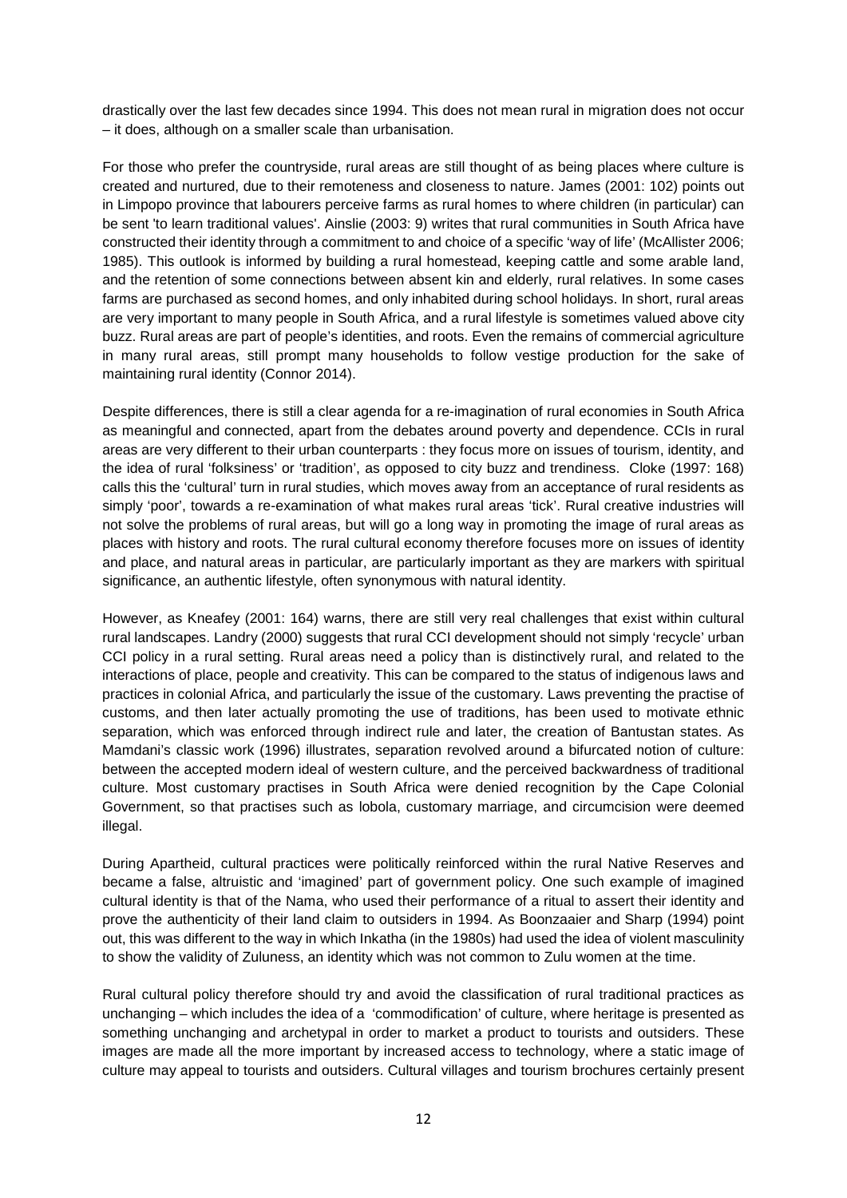drastically over the last few decades since 1994. This does not mean rural in migration does not occur – it does, although on a smaller scale than urbanisation.

For those who prefer the countryside, rural areas are still thought of as being places where culture is created and nurtured, due to their remoteness and closeness to nature. James (2001: 102) points out in Limpopo province that labourers perceive farms as rural homes to where children (in particular) can be sent 'to learn traditional values'. Ainslie (2003: 9) writes that rural communities in South Africa have constructed their identity through a commitment to and choice of a specific 'way of life' (McAllister 2006; 1985). This outlook is informed by building a rural homestead, keeping cattle and some arable land, and the retention of some connections between absent kin and elderly, rural relatives. In some cases farms are purchased as second homes, and only inhabited during school holidays. In short, rural areas are very important to many people in South Africa, and a rural lifestyle is sometimes valued above city buzz. Rural areas are part of people's identities, and roots. Even the remains of commercial agriculture in many rural areas, still prompt many households to follow vestige production for the sake of maintaining rural identity (Connor 2014).

Despite differences, there is still a clear agenda for a re-imagination of rural economies in South Africa as meaningful and connected, apart from the debates around poverty and dependence. CCIs in rural areas are very different to their urban counterparts : they focus more on issues of tourism, identity, and the idea of rural 'folksiness' or 'tradition', as opposed to city buzz and trendiness. Cloke (1997: 168) calls this the 'cultural' turn in rural studies, which moves away from an acceptance of rural residents as simply 'poor', towards a re-examination of what makes rural areas 'tick'. Rural creative industries will not solve the problems of rural areas, but will go a long way in promoting the image of rural areas as places with history and roots. The rural cultural economy therefore focuses more on issues of identity and place, and natural areas in particular, are particularly important as they are markers with spiritual significance, an authentic lifestyle, often synonymous with natural identity.

However, as Kneafey (2001: 164) warns, there are still very real challenges that exist within cultural rural landscapes. Landry (2000) suggests that rural CCI development should not simply 'recycle' urban CCI policy in a rural setting. Rural areas need a policy than is distinctively rural, and related to the interactions of place, people and creativity. This can be compared to the status of indigenous laws and practices in colonial Africa, and particularly the issue of the customary. Laws preventing the practise of customs, and then later actually promoting the use of traditions, has been used to motivate ethnic separation, which was enforced through indirect rule and later, the creation of Bantustan states. As Mamdani's classic work (1996) illustrates, separation revolved around a bifurcated notion of culture: between the accepted modern ideal of western culture, and the perceived backwardness of traditional culture. Most customary practises in South Africa were denied recognition by the Cape Colonial Government, so that practises such as lobola, customary marriage, and circumcision were deemed illegal.

During Apartheid, cultural practices were politically reinforced within the rural Native Reserves and became a false, altruistic and 'imagined' part of government policy. One such example of imagined cultural identity is that of the Nama, who used their performance of a ritual to assert their identity and prove the authenticity of their land claim to outsiders in 1994. As Boonzaaier and Sharp (1994) point out, this was different to the way in which Inkatha (in the 1980s) had used the idea of violent masculinity to show the validity of Zuluness, an identity which was not common to Zulu women at the time.

Rural cultural policy therefore should try and avoid the classification of rural traditional practices as unchanging – which includes the idea of a 'commodification' of culture, where heritage is presented as something unchanging and archetypal in order to market a product to tourists and outsiders. These images are made all the more important by increased access to technology, where a static image of culture may appeal to tourists and outsiders. Cultural villages and tourism brochures certainly present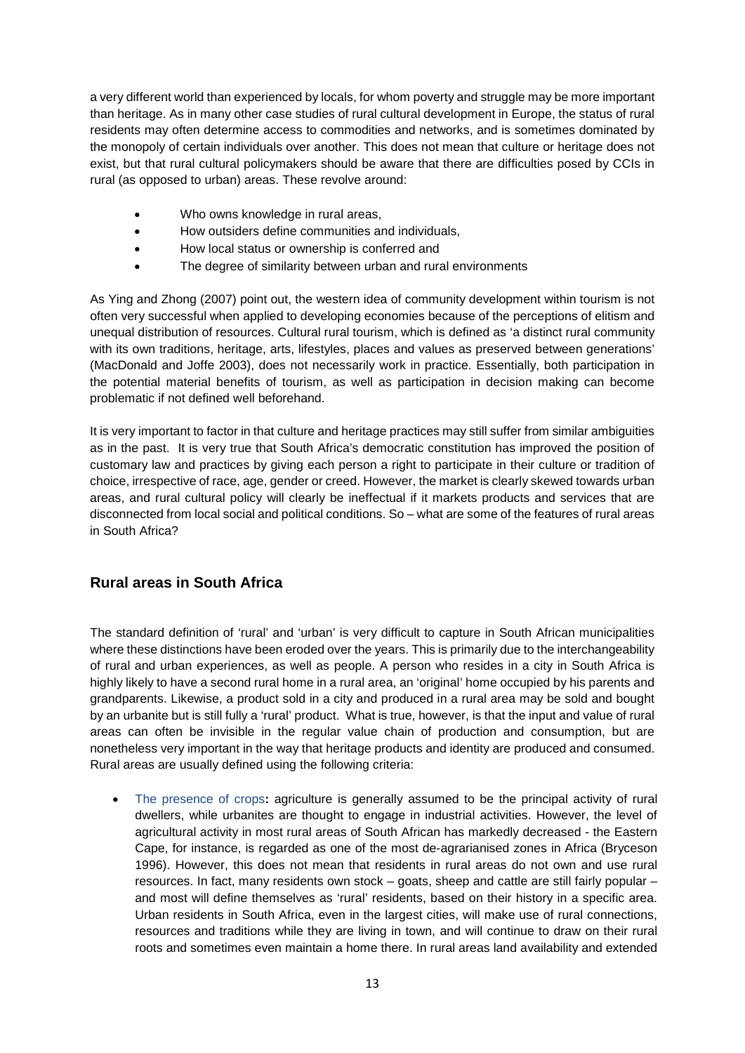a very different world than experienced by locals, for whom poverty and struggle may be more important than heritage. As in many other case studies of rural cultural development in Europe, the status of rural residents may often determine access to commodities and networks, and is sometimes dominated by the monopoly of certain individuals over another. This does not mean that culture or heritage does not exist, but that rural cultural policymakers should be aware that there are difficulties posed by CCIs in rural (as opposed to urban) areas. These revolve around:

- Who owns knowledge in rural areas,
- How outsiders define communities and individuals,
- How local status or ownership is conferred and
- The degree of similarity between urban and rural environments

As Ying and Zhong (2007) point out, the western idea of community development within tourism is not often very successful when applied to developing economies because of the perceptions of elitism and unequal distribution of resources. Cultural rural tourism, which is defined as 'a distinct rural community with its own traditions, heritage, arts, lifestyles, places and values as preserved between generations' (MacDonald and Joffe 2003), does not necessarily work in practice. Essentially, both participation in the potential material benefits of tourism, as well as participation in decision making can become problematic if not defined well beforehand.

It is very important to factor in that culture and heritage practices may still suffer from similar ambiguities as in the past. It is very true that South Africa's democratic constitution has improved the position of customary law and practices by giving each person a right to participate in their culture or tradition of choice, irrespective of race, age, gender or creed. However, the market is clearly skewed towards urban areas, and rural cultural policy will clearly be ineffectual if it markets products and services that are disconnected from local social and political conditions. So – what are some of the features of rural areas in South Africa?

## Rural areas in South Africa

The standard definition of 'rural' and 'urban' is very difficult to capture in South African municipalities where these distinctions have been eroded over the years. This is primarily due to the interchangeability of rural and urban experiences, as well as people. A person who resides in a city in South Africa is highly likely to have a second rural home in a rural area, an 'original' home occupied by his parents and grandparents. Likewise, a product sold in a city and produced in a rural area may be sold and bought by an urbanite but is still fully a 'rural' product. What is true, however, is that the input and value of rural areas can often be invisible in the regular value chain of production and consumption, but are nonetheless very important in the way that heritage products and identity are produced and consumed. Rural areas are usually defined using the following criteria:

- The presence of crops**:** agriculture is generally assumed to be the principal activity of rural dwellers, while urbanites are thought to engage in industrial activities. However, the level of agricultural activity in most rural areas of South African has markedly decreased - the Eastern Cape, for instance, is regarded as one of the most de-agrarianised zones in Africa (Bryceson 1996). However, this does not mean that residents in rural areas do not own and use rural resources. In fact, many residents own stock – goats, sheep and cattle are still fairly popular – and most will define themselves as 'rural' residents, based on their history in a specific area. Urban residents in South Africa, even in the largest cities, will make use of rural connections, resources and traditions while they are living in town, and will continue to draw on their rural roots and sometimes even maintain a home there. In rural areas land availability and extended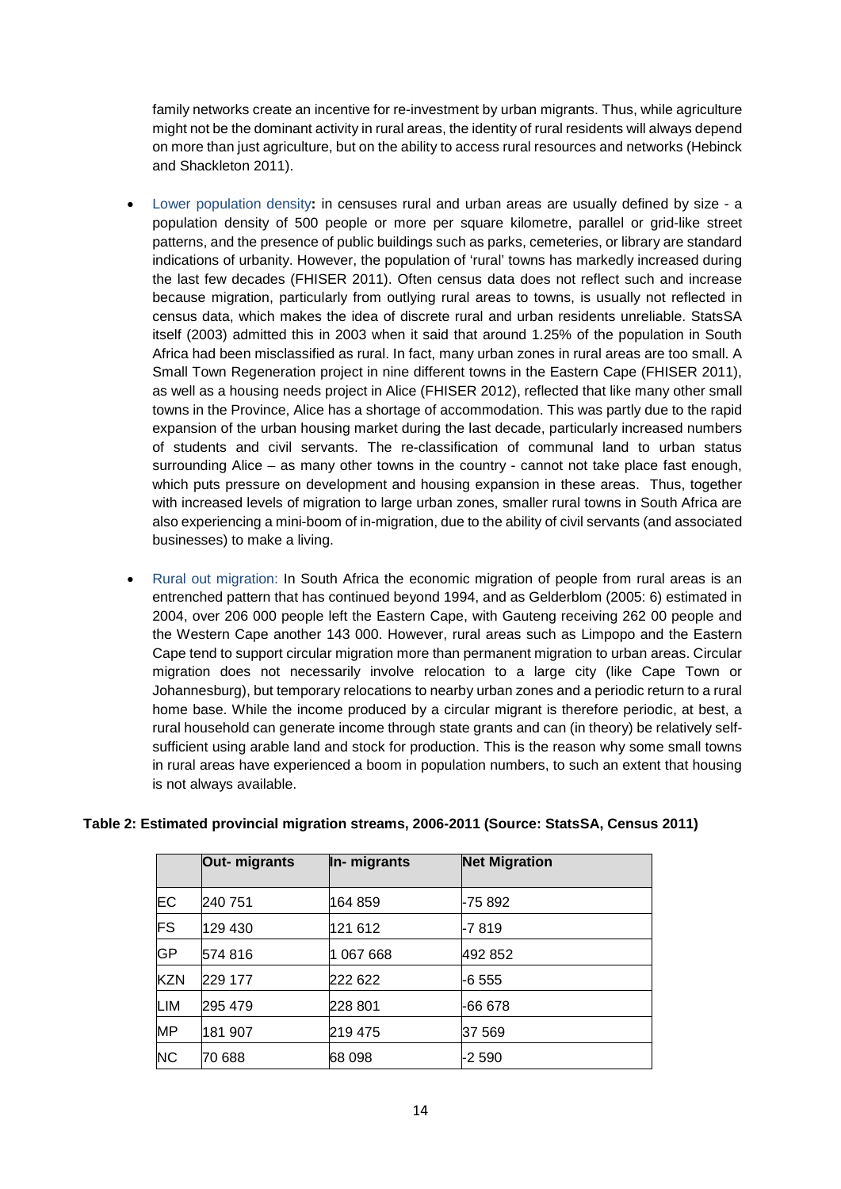family networks create an incentive for re-investment by urban migrants. Thus, while agriculture might not be the dominant activity in rural areas, the identity of rural residents will always depend on more than just agriculture, but on the ability to access rural resources and networks (Hebinck and Shackleton 2011).

- Lower population density**:** in censuses rural and urban areas are usually defined by size - a population density of 500 people or more per square kilometre, parallel or grid-like street patterns, and the presence of public buildings such as parks, cemeteries, or library are standard indications of urbanity. However, the population of 'rural' towns has markedly increased during the last few decades (FHISER 2011). Often census data does not reflect such and increase because migration, particularly from outlying rural areas to towns, is usually not reflected in census data, which makes the idea of discrete rural and urban residents unreliable. StatsSA itself (2003) admitted this in 2003 when it said that around 1.25% of the population in South Africa had been misclassified as rural. In fact, many urban zones in rural areas are too small. A Small Town Regeneration project in nine different towns in the Eastern Cape (FHISER 2011), as well as a housing needs project in Alice (FHISER 2012), reflected that like many other small towns in the Province, Alice has a shortage of accommodation. This was partly due to the rapid expansion of the urban housing market during the last decade, particularly increased numbers of students and civil servants. The re-classification of communal land to urban status surrounding Alice – as many other towns in the country - cannot not take place fast enough, which puts pressure on development and housing expansion in these areas. Thus, together with increased levels of migration to large urban zones, smaller rural towns in South Africa are also experiencing a mini-boom of in-migration, due to the ability of civil servants (and associated businesses) to make a living.

- Rural out migration: In South Africa the economic migration of people from rural areas is an entrenched pattern that has continued beyond 1994, and as Gelderblom (2005: 6) estimated in 2004, over 206 000 people left the Eastern Cape, with Gauteng receiving 262 00 people and the Western Cape another 143 000. However, rural areas such as Limpopo and the Eastern Cape tend to support circular migration more than permanent migration to urban areas. Circular migration does not necessarily involve relocation to a large city (like Cape Town or Johannesburg), but temporary relocations to nearby urban zones and a periodic return to a rural home base. While the income produced by a circular migrant is therefore periodic, at best, a rural household can generate income through state grants and can (in theory) be relatively self-sufficient using arable land and stock for production. This is the reason why some small towns in rural areas have experienced a boom in population numbers, to such an extent that housing is not always available.

**Table 2: Estimated provincial migration streams, 2006-2011 (Source: StatsSA, Census 2011)**

| | Out- migrants | In- migrants | Net Migration |
|---|---|---|---|
| EC | 240 751 | 164 859 | -75 892 |
| FS | 129 430 | 121 612 | -7 819 |
| GP | 574 816 | 1 067 668 | 492 852 |
| KZN | 229 177 | 222 622 | -6 555 |
| LIM | 295 479 | 228 801 | -66 678 |
| MP | 181 907 | 219 475 | 37 569 |
| NC | 70 688 | 68 098 | -2 590 |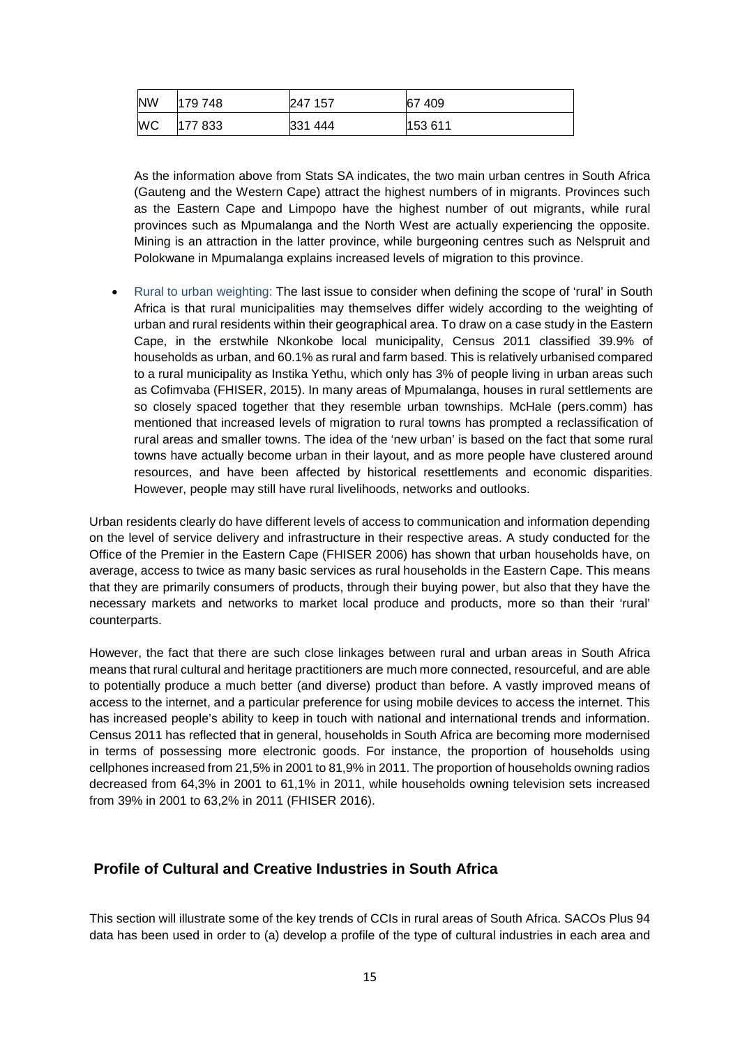| NW | 179 748 | 247 157 | 67 409 |
|---|---|---|---|
| WC | 177 833 | 331 444 | 153 611 |

As the information above from Stats SA indicates, the two main urban centres in South Africa (Gauteng and the Western Cape) attract the highest numbers of in migrants. Provinces such as the Eastern Cape and Limpopo have the highest number of out migrants, while rural provinces such as Mpumalanga and the North West are actually experiencing the opposite. Mining is an attraction in the latter province, while burgeoning centres such as Nelspruit and Polokwane in Mpumalanga explains increased levels of migration to this province.

- Rural to urban weighting: The last issue to consider when defining the scope of 'rural' in South Africa is that rural municipalities may themselves differ widely according to the weighting of urban and rural residents within their geographical area. To draw on a case study in the Eastern Cape, in the erstwhile Nkonkobe local municipality, Census 2011 classified 39.9% of households as urban, and 60.1% as rural and farm based. This is relatively urbanised compared to a rural municipality as Instika Yethu, which only has 3% of people living in urban areas such as Cofimvaba (FHISER, 2015). In many areas of Mpumalanga, houses in rural settlements are so closely spaced together that they resemble urban townships. McHale (pers.comm) has mentioned that increased levels of migration to rural towns has prompted a reclassification of rural areas and smaller towns. The idea of the 'new urban' is based on the fact that some rural towns have actually become urban in their layout, and as more people have clustered around resources, and have been affected by historical resettlements and economic disparities. However, people may still have rural livelihoods, networks and outlooks.

Urban residents clearly do have different levels of access to communication and information depending on the level of service delivery and infrastructure in their respective areas. A study conducted for the Office of the Premier in the Eastern Cape (FHISER 2006) has shown that urban households have, on average, access to twice as many basic services as rural households in the Eastern Cape. This means that they are primarily consumers of products, through their buying power, but also that they have the necessary markets and networks to market local produce and products, more so than their 'rural' counterparts.

However, the fact that there are such close linkages between rural and urban areas in South Africa means that rural cultural and heritage practitioners are much more connected, resourceful, and are able to potentially produce a much better (and diverse) product than before. A vastly improved means of access to the internet, and a particular preference for using mobile devices to access the internet. This has increased people's ability to keep in touch with national and international trends and information. Census 2011 has reflected that in general, households in South Africa are becoming more modernised in terms of possessing more electronic goods. For instance, the proportion of households using cellphones increased from 21,5% in 2001 to 81,9% in 2011. The proportion of households owning radios decreased from 64,3% in 2001 to 61,1% in 2011, while households owning television sets increased from 39% in 2001 to 63,2% in 2011 (FHISER 2016).

## Profile of Cultural and Creative Industries in South Africa

This section will illustrate some of the key trends of CCIs in rural areas of South Africa. SACOs Plus 94 data has been used in order to (a) develop a profile of the type of cultural industries in each area and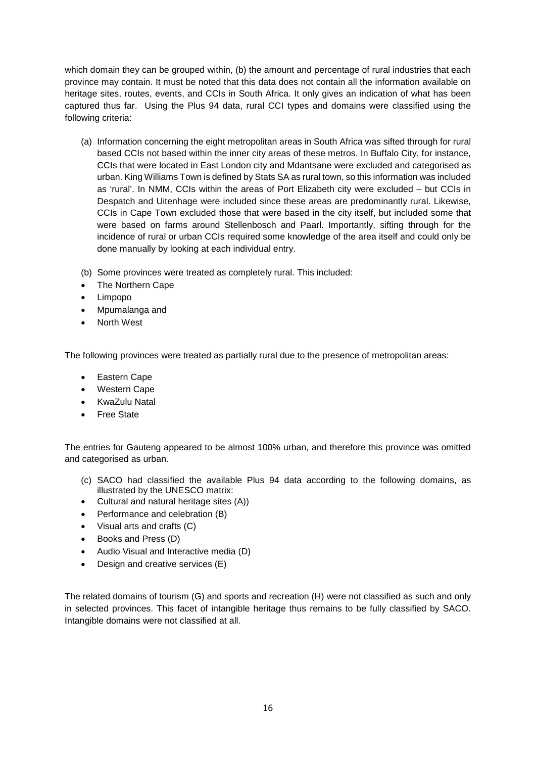which domain they can be grouped within, (b) the amount and percentage of rural industries that each province may contain. It must be noted that this data does not contain all the information available on heritage sites, routes, events, and CCIs in South Africa. It only gives an indication of what has been captured thus far. Using the Plus 94 data, rural CCI types and domains were classified using the following criteria:

(a) Information concerning the eight metropolitan areas in South Africa was sifted through for rural based CCIs not based within the inner city areas of these metros. In Buffalo City, for instance, CCIs that were located in East London city and Mdantsane were excluded and categorised as urban. King Williams Town is defined by Stats SA as rural town, so this information was included as 'rural'. In NMM, CCIs within the areas of Port Elizabeth city were excluded – but CCIs in Despatch and Uitenhage were included since these areas are predominantly rural. Likewise, CCIs in Cape Town excluded those that were based in the city itself, but included some that were based on farms around Stellenbosch and Paarl. Importantly, sifting through for the incidence of rural or urban CCIs required some knowledge of the area itself and could only be done manually by looking at each individual entry.

(b) Some provinces were treated as completely rural. This included:

- The Northern Cape
- Limpopo
- Mpumalanga and
- North West

The following provinces were treated as partially rural due to the presence of metropolitan areas:

- Eastern Cape
- Western Cape
- KwaZulu Natal
- Free State

The entries for Gauteng appeared to be almost 100% urban, and therefore this province was omitted and categorised as urban.

(c) SACO had classified the available Plus 94 data according to the following domains, as illustrated by the UNESCO matrix:

- Cultural and natural heritage sites (A))
- Performance and celebration (B)
- Visual arts and crafts (C)
- Books and Press (D)
- Audio Visual and Interactive media (D)
- Design and creative services (E)

The related domains of tourism (G) and sports and recreation (H) were not classified as such and only in selected provinces. This facet of intangible heritage thus remains to be fully classified by SACO. Intangible domains were not classified at all.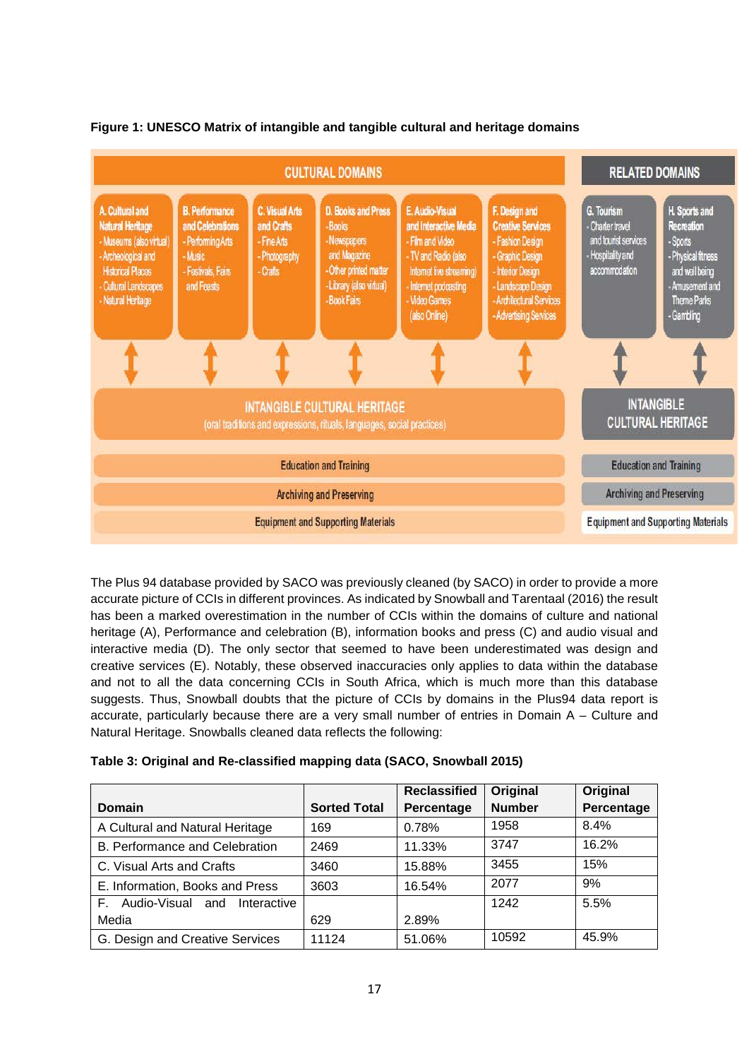**Figure 1: UNESCO Matrix of intangible and tangible cultural and heritage domains**

| CULTURAL DOMAINS | | | | | | RELATED DOMAINS | |
|---|---|---|---|---|---|---|---|
| A. Cultural and Natural Heritage - Museums (also virtual) - Archeological and Historical Places - Cultural Landscapes - Natural Heritage | B. Performance and Celebrations - Performing Arts - Music - Festivals, Fairs and Feasts | C. Visual Arts and Crafts - Fine Arts - Photography - Crafts | D. Books and Press - Books - Newspapers and Magazine - Other printed matter - Library (also virtual) - Book Fairs | E. Audio-Visual and Interactive Media - Film and Video - TV and Radio (also Internet live streaming) - Internet podcasting - Video Games (also Online) | F. Design and Creative Services - Fashion Design - Graphic Design - Interior Design - Landscape Design - Architectural Services - Advertising Services | G. Tourism - Charter travel and tourist services - Hospitality and accommodation | H. Sports and Recreation - Sports - Physical fitness and well being - Amusement and Theme Parks - Gambling |
| INTANGIBLE CULTURAL HERITAGE (oral traditions and expressions, rituals, languages, social practices) | | | | | | INTANGIBLE CULTURAL HERITAGE | |
| Education and Training | | | | | | Education and Training | |
| Archiving and Preserving | | | | | | Archiving and Preserving | |
| Equipment and Supporting Materials | | | | | | Equipment and Supporting Materials | |

The Plus 94 database provided by SACO was previously cleaned (by SACO) in order to provide a more accurate picture of CCIs in different provinces. As indicated by Snowball and Tarentaal (2016) the result has been a marked overestimation in the number of CCIs within the domains of culture and national heritage (A), Performance and celebration (B), information books and press (C) and audio visual and interactive media (D). The only sector that seemed to have been underestimated was design and creative services (E). Notably, these observed inaccuracies only applies to data within the database and not to all the data concerning CCIs in South Africa, which is much more than this database suggests. Thus, Snowball doubts that the picture of CCIs by domains in the Plus94 data report is accurate, particularly because there are a very small number of entries in Domain A – Culture and Natural Heritage. Snowballs cleaned data reflects the following:

**Table 3: Original and Re-classified mapping data (SACO, Snowball 2015)**

| Domain | Sorted Total | Reclassified Percentage | Original Number | Original Percentage |
|---|---|---|---|---|
| A Cultural and Natural Heritage | 169 | 0.78% | 1958 | 8.4% |
| B. Performance and Celebration | 2469 | 11.33% | 3747 | 16.2% |
| C. Visual Arts and Crafts | 3460 | 15.88% | 3455 | 15% |
| E. Information, Books and Press | 3603 | 16.54% | 2077 | 9% |
| F. Audio-Visual and Interactive Media | 629 | 2.89% | 1242 | 5.5% |
| G. Design and Creative Services | 11124 | 51.06% | 10592 | 45.9% |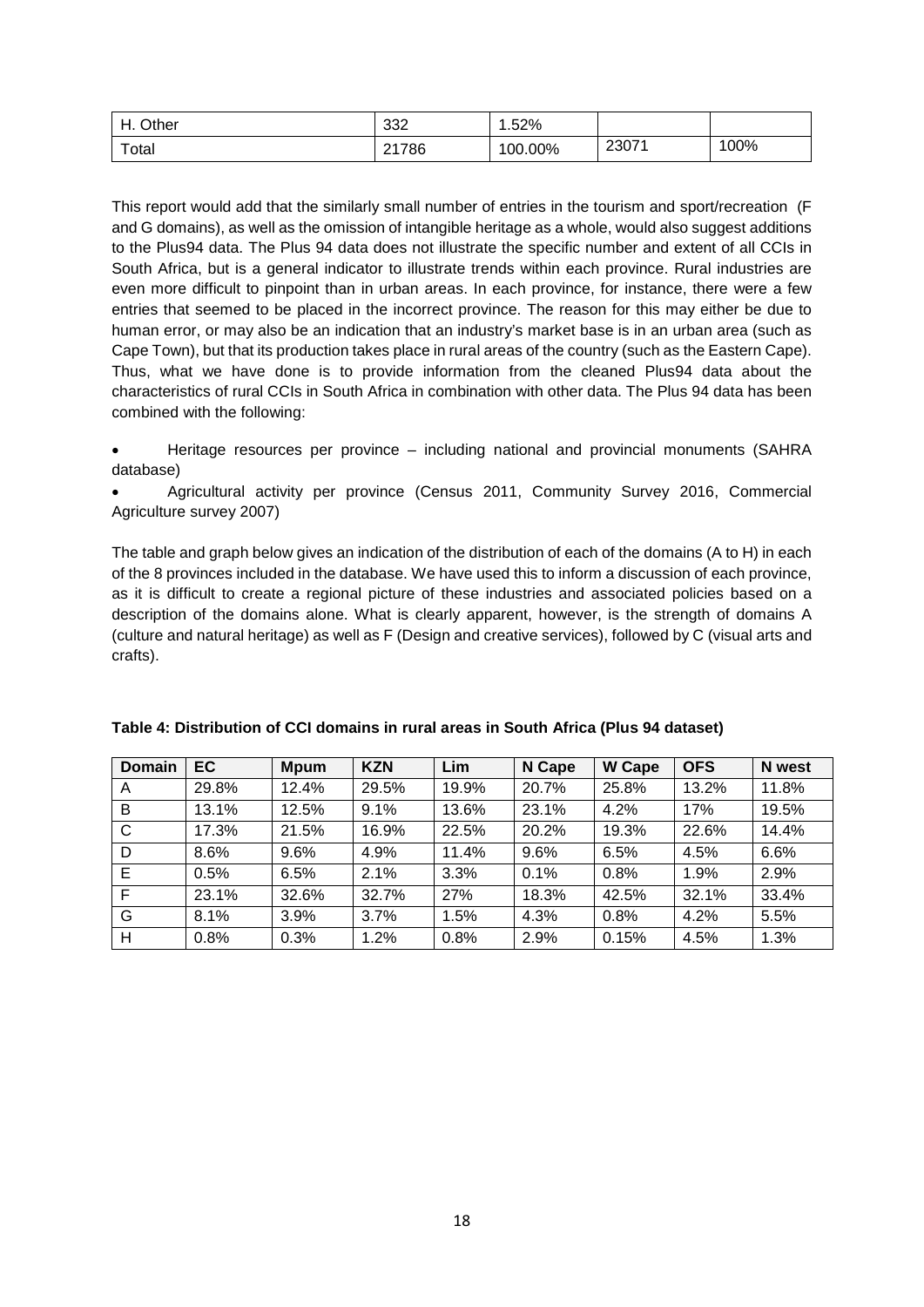| H. Other | 332 | 1.52% | | |
|---|---|---|---|---|
| Total | 21786 | 100.00% | 23071 | 100% |

This report would add that the similarly small number of entries in the tourism and sport/recreation (F and G domains), as well as the omission of intangible heritage as a whole, would also suggest additions to the Plus94 data. The Plus 94 data does not illustrate the specific number and extent of all CCIs in South Africa, but is a general indicator to illustrate trends within each province. Rural industries are even more difficult to pinpoint than in urban areas. In each province, for instance, there were a few entries that seemed to be placed in the incorrect province. The reason for this may either be due to human error, or may also be an indication that an industry's market base is in an urban area (such as Cape Town), but that its production takes place in rural areas of the country (such as the Eastern Cape). Thus, what we have done is to provide information from the cleaned Plus94 data about the characteristics of rural CCIs in South Africa in combination with other data. The Plus 94 data has been combined with the following:

- Heritage resources per province – including national and provincial monuments (SAHRA database)
- Agricultural activity per province (Census 2011, Community Survey 2016, Commercial Agriculture survey 2007)

The table and graph below gives an indication of the distribution of each of the domains (A to H) in each of the 8 provinces included in the database. We have used this to inform a discussion of each province, as it is difficult to create a regional picture of these industries and associated policies based on a description of the domains alone. What is clearly apparent, however, is the strength of domains A (culture and natural heritage) as well as F (Design and creative services), followed by C (visual arts and crafts).

**Table 4: Distribution of CCI domains in rural areas in South Africa (Plus 94 dataset)**

| Domain | EC | Mpum | KZN | Lim | N Cape | W Cape | OFS | N west |
|---|---|---|---|---|---|---|---|---|
| A | 29.8% | 12.4% | 29.5% | 19.9% | 20.7% | 25.8% | 13.2% | 11.8% |
| B | 13.1% | 12.5% | 9.1% | 13.6% | 23.1% | 4.2% | 17% | 19.5% |
| C | 17.3% | 21.5% | 16.9% | 22.5% | 20.2% | 19.3% | 22.6% | 14.4% |
| D | 8.6% | 9.6% | 4.9% | 11.4% | 9.6% | 6.5% | 4.5% | 6.6% |
| E | 0.5% | 6.5% | 2.1% | 3.3% | 0.1% | 0.8% | 1.9% | 2.9% |
| F | 23.1% | 32.6% | 32.7% | 27% | 18.3% | 42.5% | 32.1% | 33.4% |
| G | 8.1% | 3.9% | 3.7% | 1.5% | 4.3% | 0.8% | 4.2% | 5.5% |
| H | 0.8% | 0.3% | 1.2% | 0.8% | 2.9% | 0.15% | 4.5% | 1.3% |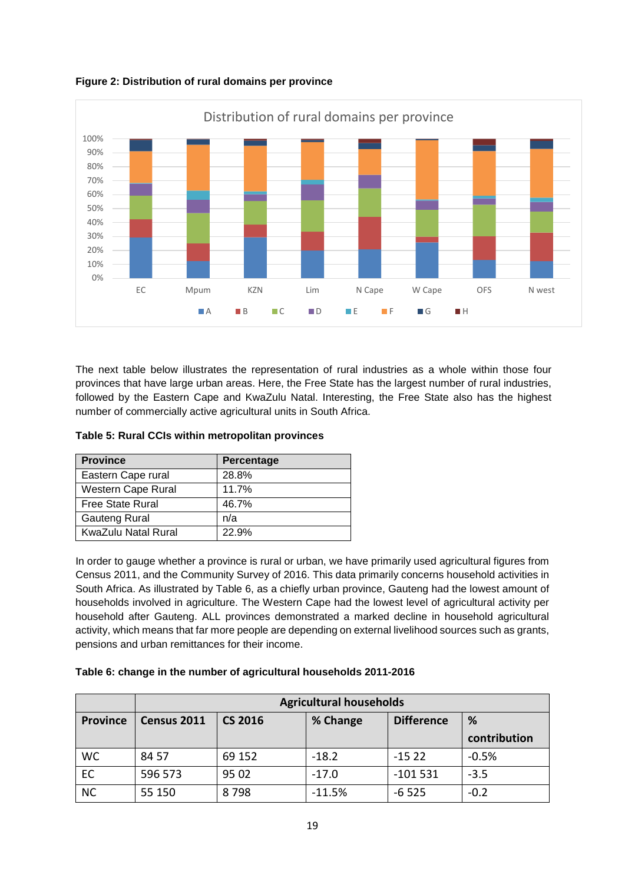**Figure 2: Distribution of rural domains per province**

The next table below illustrates the representation of rural industries as a whole within those four provinces that have large urban areas. Here, the Free State has the largest number of rural industries, followed by the Eastern Cape and KwaZulu Natal. Interesting, the Free State also has the highest number of commercially active agricultural units in South Africa.

**Table 5: Rural CCIs within metropolitan provinces**

| Province | Percentage |
|---|---|
| Eastern Cape rural | 28.8% |
| Western Cape Rural | 11.7% |
| Free State Rural | 46.7% |
| Gauteng Rural | n/a |
| KwaZulu Natal Rural | 22.9% |

In order to gauge whether a province is rural or urban, we have primarily used agricultural figures from Census 2011, and the Community Survey of 2016. This data primarily concerns household activities in South Africa. As illustrated by Table 6, as a chiefly urban province, Gauteng had the lowest amount of households involved in agriculture. The Western Cape had the lowest level of agricultural activity per household after Gauteng. ALL provinces demonstrated a marked decline in household agricultural activity, which means that far more people are depending on external livelihood sources such as grants, pensions and urban remittances for their income.

**Table 6: change in the number of agricultural households 2011-2016**

| | Agricultural households | | | | |
|---|---|---|---|---|---|
| **Province** | **Census 2011** | **CS 2016** | **% Change** | **Difference** | **% contribution** |
| WC | 84 57 | 69 152 | -18.2 | -15 22 | -0.5% |
| EC | 596 573 | 95 02 | -17.0 | -101 531 | -3.5 |
| NC | 55 150 | 8 798 | -11.5% | -6 525 | -0.2 |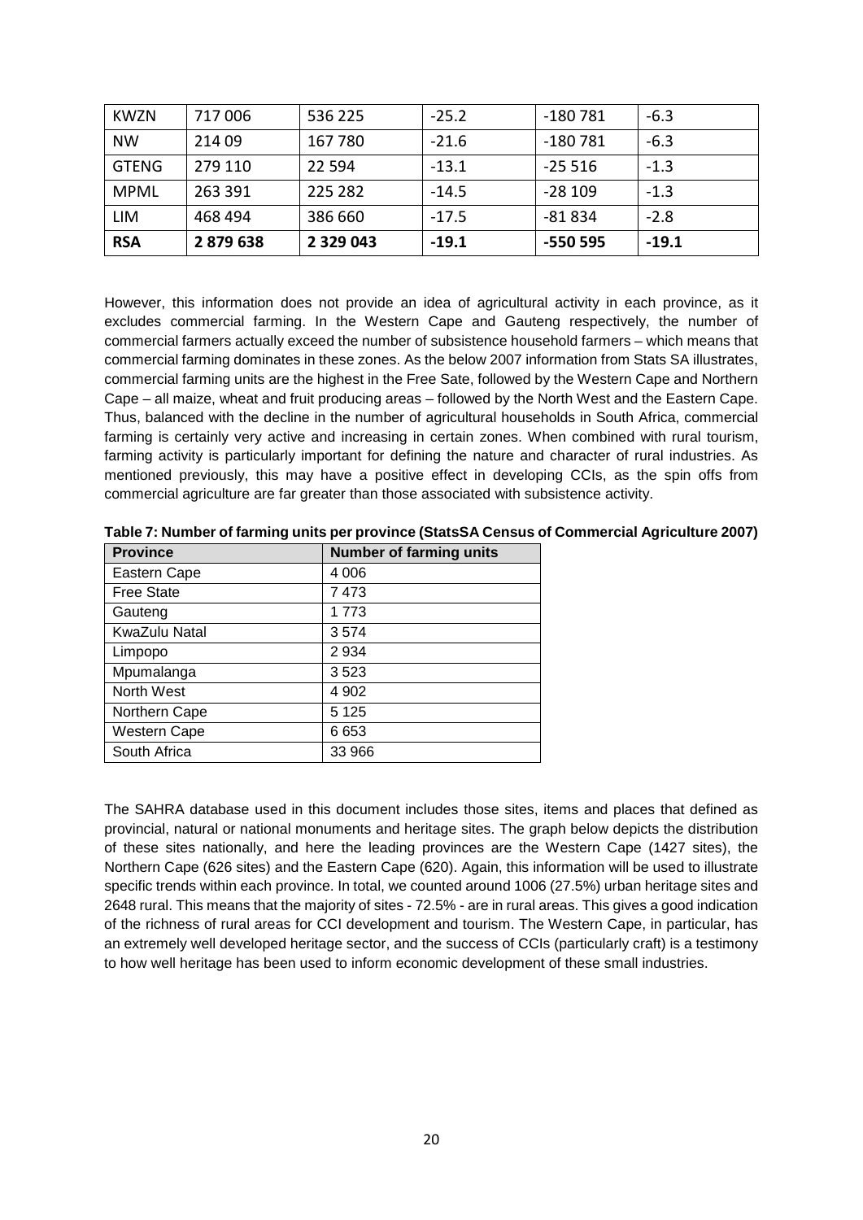| KWZN | 717 006 | 536 225 | -25.2 | -180 781 | -6.3 |
|---|---|---|---|---|---|
| NW | 214 09 | 167 780 | -21.6 | -180 781 | -6.3 |
| GTENG | 279 110 | 22 594 | -13.1 | -25 516 | -1.3 |
| MPML | 263 391 | 225 282 | -14.5 | -28 109 | -1.3 |
| LIM | 468 494 | 386 660 | -17.5 | -81 834 | -2.8 |
| **RSA** | **2 879 638** | **2 329 043** | **-19.1** | **-550 595** | **-19.1** |

However, this information does not provide an idea of agricultural activity in each province, as it excludes commercial farming. In the Western Cape and Gauteng respectively, the number of commercial farmers actually exceed the number of subsistence household farmers – which means that commercial farming dominates in these zones. As the below 2007 information from Stats SA illustrates, commercial farming units are the highest in the Free Sate, followed by the Western Cape and Northern Cape – all maize, wheat and fruit producing areas – followed by the North West and the Eastern Cape. Thus, balanced with the decline in the number of agricultural households in South Africa, commercial farming is certainly very active and increasing in certain zones. When combined with rural tourism, farming activity is particularly important for defining the nature and character of rural industries. As mentioned previously, this may have a positive effect in developing CCIs, as the spin offs from commercial agriculture are far greater than those associated with subsistence activity.

**Table 7: Number of farming units per province (StatsSA Census of Commercial Agriculture 2007)**

| Province | Number of farming units |
|---|---|
| Eastern Cape | 4 006 |
| Free State | 7 473 |
| Gauteng | 1 773 |
| KwaZulu Natal | 3 574 |
| Limpopo | 2 934 |
| Mpumalanga | 3 523 |
| North West | 4 902 |
| Northern Cape | 5 125 |
| Western Cape | 6 653 |
| South Africa | 33 966 |

The SAHRA database used in this document includes those sites, items and places that defined as provincial, natural or national monuments and heritage sites. The graph below depicts the distribution of these sites nationally, and here the leading provinces are the Western Cape (1427 sites), the Northern Cape (626 sites) and the Eastern Cape (620). Again, this information will be used to illustrate specific trends within each province. In total, we counted around 1006 (27.5%) urban heritage sites and 2648 rural. This means that the majority of sites - 72.5% - are in rural areas. This gives a good indication of the richness of rural areas for CCI development and tourism. The Western Cape, in particular, has an extremely well developed heritage sector, and the success of CCIs (particularly craft) is a testimony to how well heritage has been used to inform economic development of these small industries.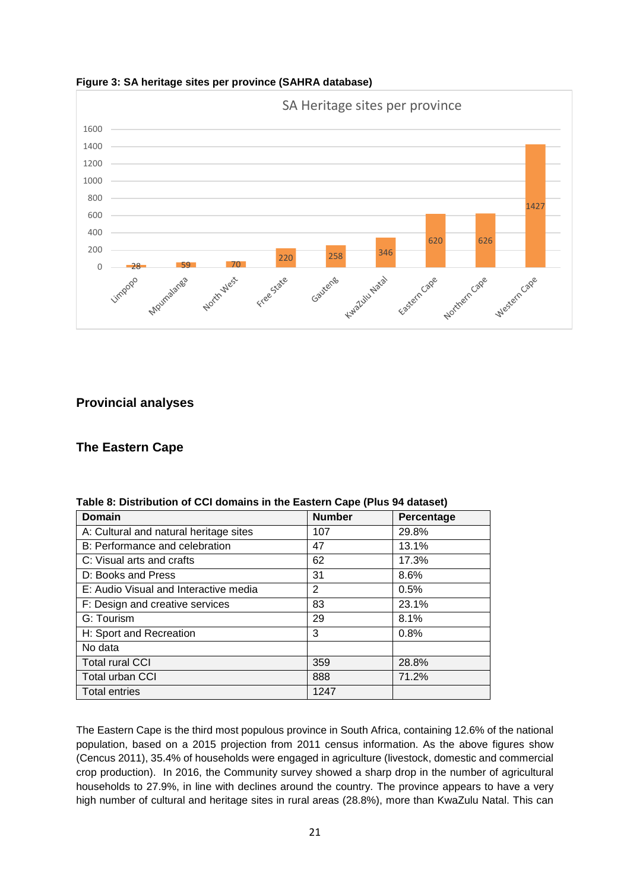**Figure 3: SA heritage sites per province (SAHRA database)**

SA Heritage sites per province

| Province | Sites |
|---|---|
| Limpopo | 28 |
| Mpumalanga | 59 |
| North West | 70 |
| Free State | 220 |
| Gauteng | 258 |
| KwaZulu Natal | 346 |
| Eastern Cape | 620 |
| Northern Cape | 626 |
| Western Cape | 1427 |

## Provincial analyses

### The Eastern Cape

**Table 8: Distribution of CCI domains in the Eastern Cape (Plus 94 dataset)**

| Domain | Number | Percentage |
|---|---|---|
| A: Cultural and natural heritage sites | 107 | 29.8% |
| B: Performance and celebration | 47 | 13.1% |
| C: Visual arts and crafts | 62 | 17.3% |
| D: Books and Press | 31 | 8.6% |
| E: Audio Visual and Interactive media | 2 | 0.5% |
| F: Design and creative services | 83 | 23.1% |
| G: Tourism | 29 | 8.1% |
| H: Sport and Recreation | 3 | 0.8% |
| No data | | |
| Total rural CCI | 359 | 28.8% |
| Total urban CCI | 888 | 71.2% |
| Total entries | 1247 | |

The Eastern Cape is the third most populous province in South Africa, containing 12.6% of the national population, based on a 2015 projection from 2011 census information. As the above figures show (Cencus 2011), 35.4% of households were engaged in agriculture (livestock, domestic and commercial crop production). In 2016, the Community survey showed a sharp drop in the number of agricultural households to 27.9%, in line with declines around the country. The province appears to have a very high number of cultural and heritage sites in rural areas (28.8%), more than KwaZulu Natal. This can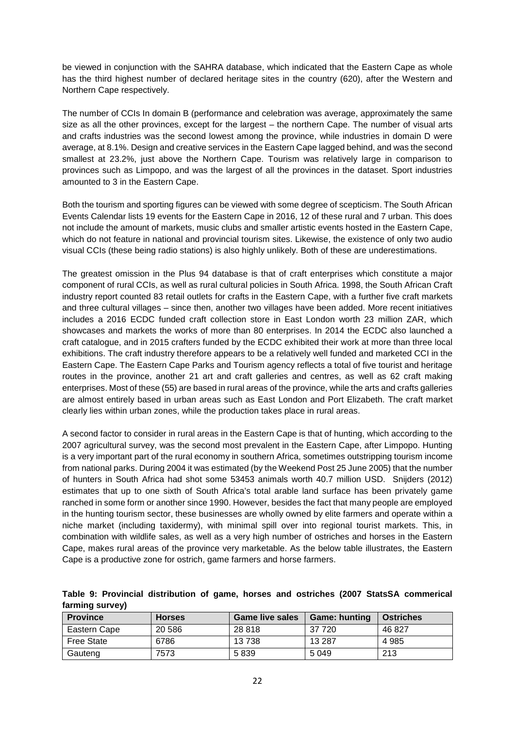be viewed in conjunction with the SAHRA database, which indicated that the Eastern Cape as whole has the third highest number of declared heritage sites in the country (620), after the Western and Northern Cape respectively.

The number of CCIs In domain B (performance and celebration was average, approximately the same size as all the other provinces, except for the largest – the northern Cape. The number of visual arts and crafts industries was the second lowest among the province, while industries in domain D were average, at 8.1%. Design and creative services in the Eastern Cape lagged behind, and was the second smallest at 23.2%, just above the Northern Cape. Tourism was relatively large in comparison to provinces such as Limpopo, and was the largest of all the provinces in the dataset. Sport industries amounted to 3 in the Eastern Cape.

Both the tourism and sporting figures can be viewed with some degree of scepticism. The South African Events Calendar lists 19 events for the Eastern Cape in 2016, 12 of these rural and 7 urban. This does not include the amount of markets, music clubs and smaller artistic events hosted in the Eastern Cape, which do not feature in national and provincial tourism sites. Likewise, the existence of only two audio visual CCIs (these being radio stations) is also highly unlikely. Both of these are underestimations.

The greatest omission in the Plus 94 database is that of craft enterprises which constitute a major component of rural CCIs, as well as rural cultural policies in South Africa. 1998, the South African Craft industry report counted 83 retail outlets for crafts in the Eastern Cape, with a further five craft markets and three cultural villages – since then, another two villages have been added. More recent initiatives includes a 2016 ECDC funded craft collection store in East London worth 23 million ZAR, which showcases and markets the works of more than 80 enterprises. In 2014 the ECDC also launched a craft catalogue, and in 2015 crafters funded by the ECDC exhibited their work at more than three local exhibitions. The craft industry therefore appears to be a relatively well funded and marketed CCI in the Eastern Cape. The Eastern Cape Parks and Tourism agency reflects a total of five tourist and heritage routes in the province, another 21 art and craft galleries and centres, as well as 62 craft making enterprises. Most of these (55) are based in rural areas of the province, while the arts and crafts galleries are almost entirely based in urban areas such as East London and Port Elizabeth. The craft market clearly lies within urban zones, while the production takes place in rural areas.

A second factor to consider in rural areas in the Eastern Cape is that of hunting, which according to the 2007 agricultural survey, was the second most prevalent in the Eastern Cape, after Limpopo. Hunting is a very important part of the rural economy in southern Africa, sometimes outstripping tourism income from national parks. During 2004 it was estimated (by the Weekend Post 25 June 2005) that the number of hunters in South Africa had shot some 53453 animals worth 40.7 million USD. Snijders (2012) estimates that up to one sixth of South Africa's total arable land surface has been privately game ranched in some form or another since 1990. However, besides the fact that many people are employed in the hunting tourism sector, these businesses are wholly owned by elite farmers and operate within a niche market (including taxidermy), with minimal spill over into regional tourist markets. This, in combination with wildlife sales, as well as a very high number of ostriches and horses in the Eastern Cape, makes rural areas of the province very marketable. As the below table illustrates, the Eastern Cape is a productive zone for ostrich, game farmers and horse farmers.

**Table 9: Provincial distribution of game, horses and ostriches (2007 StatsSA commerical farming survey)**

| Province | Horses | Game live sales | Game: hunting | Ostriches |
|---|---|---|---|---|
| Eastern Cape | 20 586 | 28 818 | 37 720 | 46 827 |
| Free State | 6786 | 13 738 | 13 287 | 4 985 |
| Gauteng | 7573 | 5 839 | 5 049 | 213 |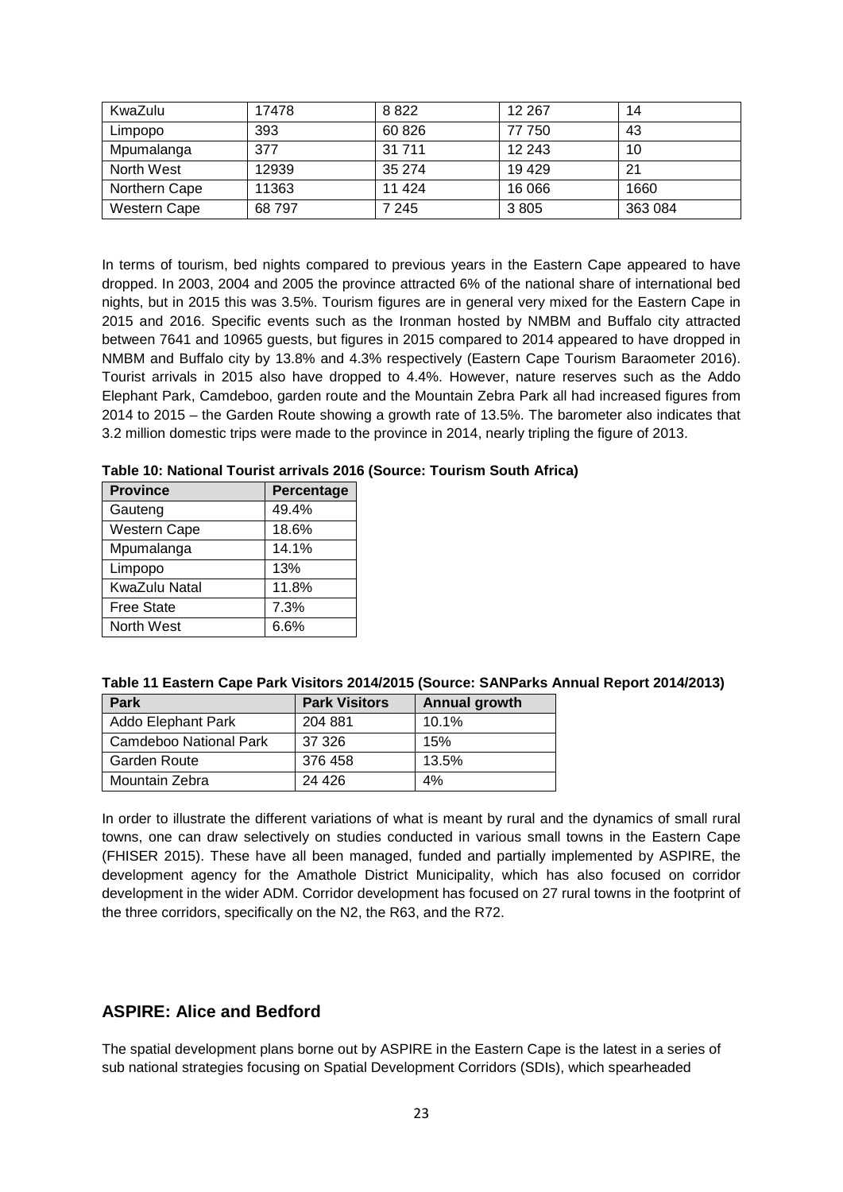| KwaZulu | 17478 | 8 822 | 12 267 | 14 |
|---|---|---|---|---|
| Limpopo | 393 | 60 826 | 77 750 | 43 |
| Mpumalanga | 377 | 31 711 | 12 243 | 10 |
| North West | 12939 | 35 274 | 19 429 | 21 |
| Northern Cape | 11363 | 11 424 | 16 066 | 1660 |
| Western Cape | 68 797 | 7 245 | 3 805 | 363 084 |

In terms of tourism, bed nights compared to previous years in the Eastern Cape appeared to have dropped. In 2003, 2004 and 2005 the province attracted 6% of the national share of international bed nights, but in 2015 this was 3.5%. Tourism figures are in general very mixed for the Eastern Cape in 2015 and 2016. Specific events such as the Ironman hosted by NMBM and Buffalo city attracted between 7641 and 10965 guests, but figures in 2015 compared to 2014 appeared to have dropped in NMBM and Buffalo city by 13.8% and 4.3% respectively (Eastern Cape Tourism Baraometer 2016). Tourist arrivals in 2015 also have dropped to 4.4%. However, nature reserves such as the Addo Elephant Park, Camdeboo, garden route and the Mountain Zebra Park all had increased figures from 2014 to 2015 – the Garden Route showing a growth rate of 13.5%. The barometer also indicates that 3.2 million domestic trips were made to the province in 2014, nearly tripling the figure of 2013.

**Table 10: National Tourist arrivals 2016 (Source: Tourism South Africa)**

| Province | Percentage |
|---|---|
| Gauteng | 49.4% |
| Western Cape | 18.6% |
| Mpumalanga | 14.1% |
| Limpopo | 13% |
| KwaZulu Natal | 11.8% |
| Free State | 7.3% |
| North West | 6.6% |

**Table 11 Eastern Cape Park Visitors 2014/2015 (Source: SANParks Annual Report 2014/2013)**

| Park | Park Visitors | Annual growth |
|---|---|---|
| Addo Elephant Park | 204 881 | 10.1% |
| Camdeboo National Park | 37 326 | 15% |
| Garden Route | 376 458 | 13.5% |
| Mountain Zebra | 24 426 | 4% |

In order to illustrate the different variations of what is meant by rural and the dynamics of small rural towns, one can draw selectively on studies conducted in various small towns in the Eastern Cape (FHISER 2015). These have all been managed, funded and partially implemented by ASPIRE, the development agency for the Amathole District Municipality, which has also focused on corridor development in the wider ADM. Corridor development has focused on 27 rural towns in the footprint of the three corridors, specifically on the N2, the R63, and the R72.

## ASPIRE: Alice and Bedford

The spatial development plans borne out by ASPIRE in the Eastern Cape is the latest in a series of sub national strategies focusing on Spatial Development Corridors (SDIs), which spearheaded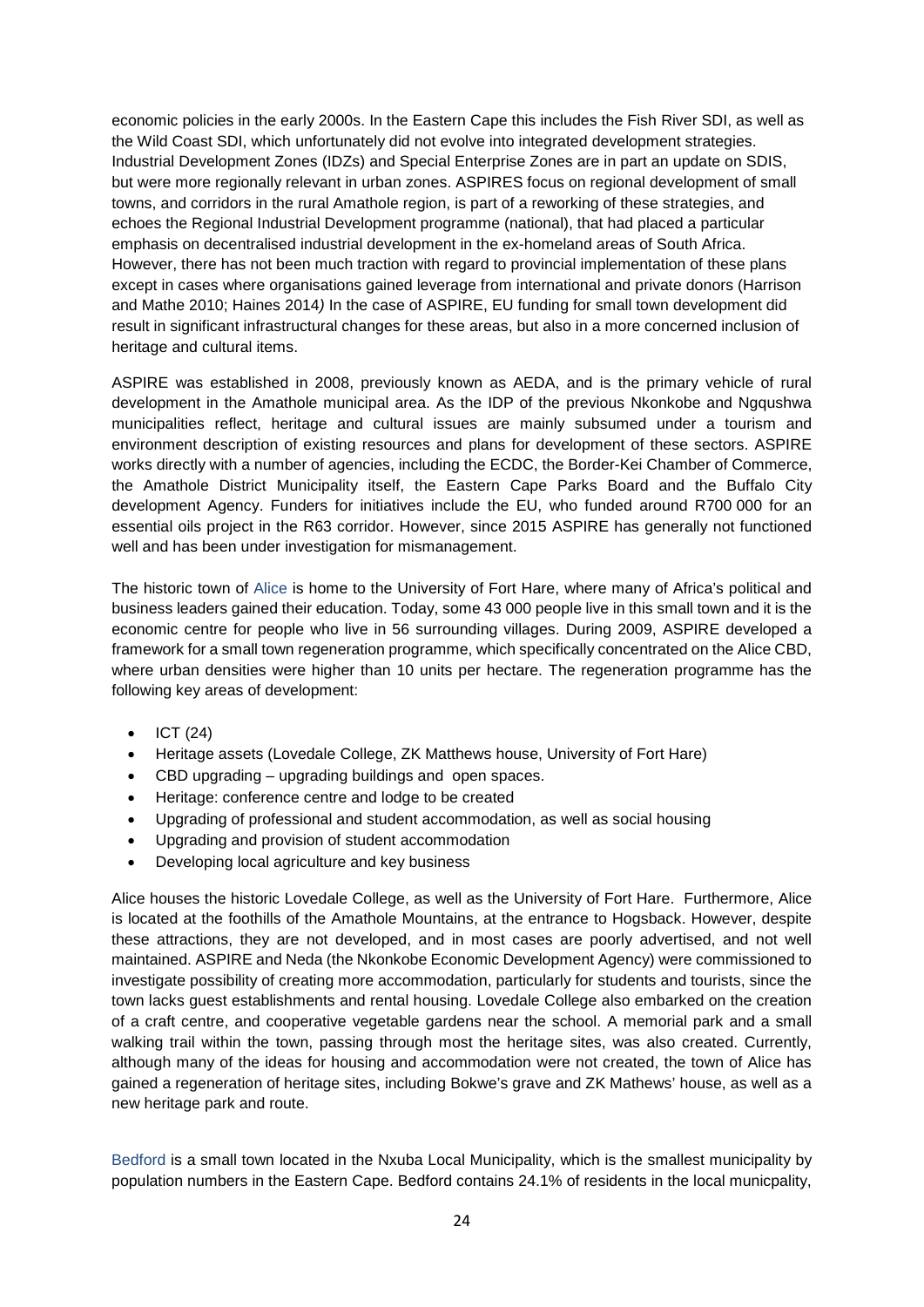economic policies in the early 2000s. In the Eastern Cape this includes the Fish River SDI, as well as the Wild Coast SDI, which unfortunately did not evolve into integrated development strategies. Industrial Development Zones (IDZs) and Special Enterprise Zones are in part an update on SDIS, but were more regionally relevant in urban zones. ASPIRES focus on regional development of small towns, and corridors in the rural Amathole region, is part of a reworking of these strategies, and echoes the Regional Industrial Development programme (national), that had placed a particular emphasis on decentralised industrial development in the ex-homeland areas of South Africa. However, there has not been much traction with regard to provincial implementation of these plans except in cases where organisations gained leverage from international and private donors (Harrison and Mathe 2010; Haines 2014*)* In the case of ASPIRE, EU funding for small town development did result in significant infrastructural changes for these areas, but also in a more concerned inclusion of heritage and cultural items.

ASPIRE was established in 2008, previously known as AEDA, and is the primary vehicle of rural development in the Amathole municipal area. As the IDP of the previous Nkonkobe and Ngqushwa municipalities reflect, heritage and cultural issues are mainly subsumed under a tourism and environment description of existing resources and plans for development of these sectors. ASPIRE works directly with a number of agencies, including the ECDC, the Border-Kei Chamber of Commerce, the Amathole District Municipality itself, the Eastern Cape Parks Board and the Buffalo City development Agency. Funders for initiatives include the EU, who funded around R700 000 for an essential oils project in the R63 corridor. However, since 2015 ASPIRE has generally not functioned well and has been under investigation for mismanagement.

The historic town of Alice is home to the University of Fort Hare, where many of Africa's political and business leaders gained their education. Today, some 43 000 people live in this small town and it is the economic centre for people who live in 56 surrounding villages. During 2009, ASPIRE developed a framework for a small town regeneration programme, which specifically concentrated on the Alice CBD, where urban densities were higher than 10 units per hectare. The regeneration programme has the following key areas of development:

- ICT (24)
- Heritage assets (Lovedale College, ZK Matthews house, University of Fort Hare)
- CBD upgrading – upgrading buildings and open spaces.
- Heritage: conference centre and lodge to be created
- Upgrading of professional and student accommodation, as well as social housing
- Upgrading and provision of student accommodation
- Developing local agriculture and key business

Alice houses the historic Lovedale College, as well as the University of Fort Hare. Furthermore, Alice is located at the foothills of the Amathole Mountains, at the entrance to Hogsback. However, despite these attractions, they are not developed, and in most cases are poorly advertised, and not well maintained. ASPIRE and Neda (the Nkonkobe Economic Development Agency) were commissioned to investigate possibility of creating more accommodation, particularly for students and tourists, since the town lacks guest establishments and rental housing. Lovedale College also embarked on the creation of a craft centre, and cooperative vegetable gardens near the school. A memorial park and a small walking trail within the town, passing through most the heritage sites, was also created. Currently, although many of the ideas for housing and accommodation were not created, the town of Alice has gained a regeneration of heritage sites, including Bokwe's grave and ZK Mathews' house, as well as a new heritage park and route.

Bedford is a small town located in the Nxuba Local Municipality, which is the smallest municipality by population numbers in the Eastern Cape. Bedford contains 24.1% of residents in the local municpality,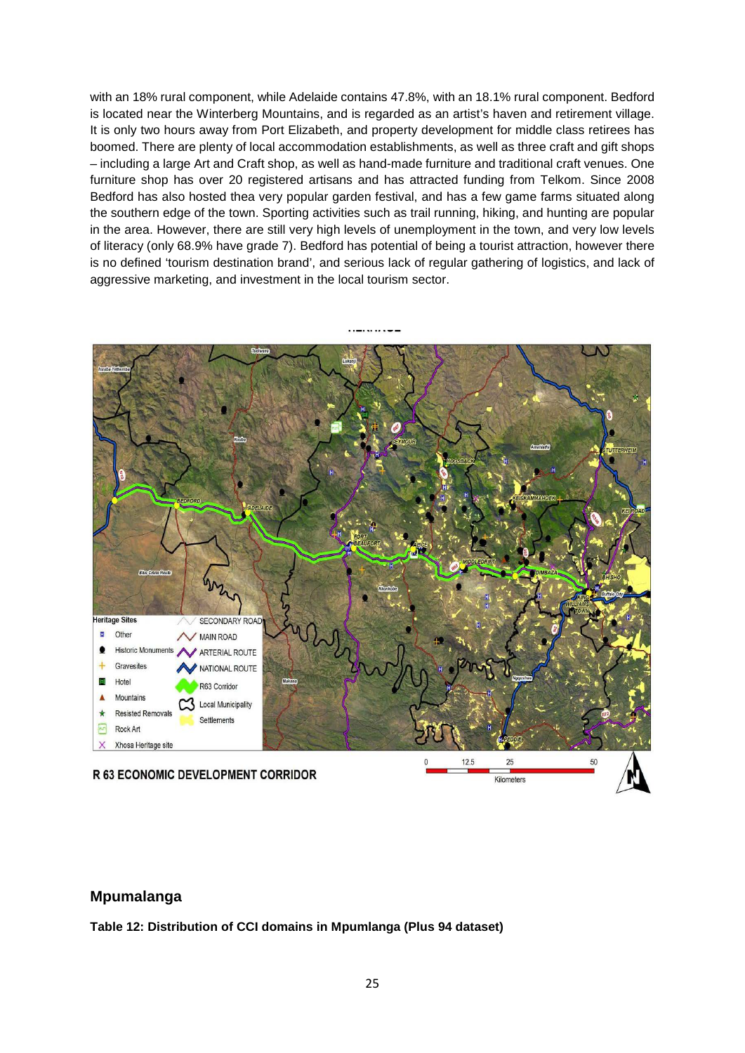with an 18% rural component, while Adelaide contains 47.8%, with an 18.1% rural component. Bedford is located near the Winterberg Mountains, and is regarded as an artist's haven and retirement village. It is only two hours away from Port Elizabeth, and property development for middle class retirees has boomed. There are plenty of local accommodation establishments, as well as three craft and gift shops – including a large Art and Craft shop, as well as hand-made furniture and traditional craft venues. One furniture shop has over 20 registered artisans and has attracted funding from Telkom. Since 2008 Bedford has also hosted thea very popular garden festival, and has a few game farms situated along the southern edge of the town. Sporting activities such as trail running, hiking, and hunting are popular in the area. However, there are still very high levels of unemployment in the town, and very low levels of literacy (only 68.9% have grade 7). Bedford has potential of being a tourist attraction, however there is no defined 'tourism destination brand', and serious lack of regular gathering of logistics, and lack of aggressive marketing, and investment in the local tourism sector.

## Mpumalanga

**Table 12: Distribution of CCI domains in Mpumlanga (Plus 94 dataset)**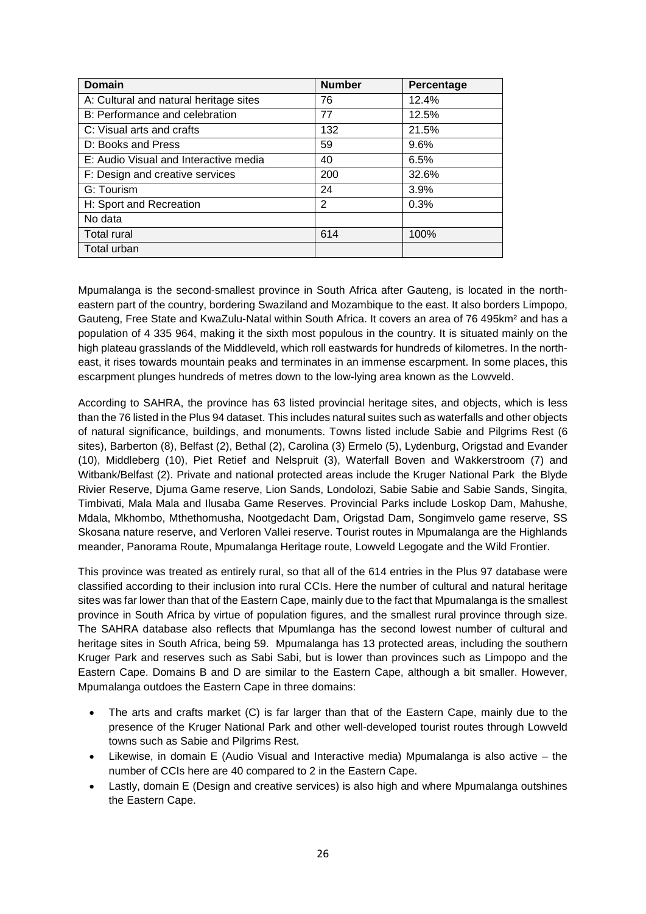| Domain | Number | Percentage |
| --- | --- | --- |
| A: Cultural and natural heritage sites | 76 | 12.4% |
| B: Performance and celebration | 77 | 12.5% |
| C: Visual arts and crafts | 132 | 21.5% |
| D: Books and Press | 59 | 9.6% |
| E: Audio Visual and Interactive media | 40 | 6.5% |
| F: Design and creative services | 200 | 32.6% |
| G: Tourism | 24 | 3.9% |
| H: Sport and Recreation | 2 | 0.3% |
| No data | | |
| Total rural | 614 | 100% |
| Total urban | | |

Mpumalanga is the second-smallest province in South Africa after Gauteng, is located in the north-eastern part of the country, bordering Swaziland and Mozambique to the east. It also borders Limpopo, Gauteng, Free State and KwaZulu-Natal within South Africa. It covers an area of 76 495km² and has a population of 4 335 964, making it the sixth most populous in the country. It is situated mainly on the high plateau grasslands of the Middleveld, which roll eastwards for hundreds of kilometres. In the north-east, it rises towards mountain peaks and terminates in an immense escarpment. In some places, this escarpment plunges hundreds of metres down to the low-lying area known as the Lowveld.

According to SAHRA, the province has 63 listed provincial heritage sites, and objects, which is less than the 76 listed in the Plus 94 dataset. This includes natural suites such as waterfalls and other objects of natural significance, buildings, and monuments. Towns listed include Sabie and Pilgrims Rest (6 sites), Barberton (8), Belfast (2), Bethal (2), Carolina (3) Ermelo (5), Lydenburg, Origstad and Evander (10), Middleberg (10), Piet Retief and Nelspruit (3), Waterfall Boven and Wakkerstroom (7) and Witbank/Belfast (2). Private and national protected areas include the Kruger National Park the Blyde Rivier Reserve, Djuma Game reserve, Lion Sands, Londolozi, Sabie Sabie and Sabie Sands, Singita, Timbivati, Mala Mala and Ilusaba Game Reserves. Provincial Parks include Loskop Dam, Mahushe, Mdala, Mkhombo, Mthethomusha, Nootgedacht Dam, Origstad Dam, Songimvelo game reserve, SS Skosana nature reserve, and Verloren Vallei reserve. Tourist routes in Mpumalanga are the Highlands meander, Panorama Route, Mpumalanga Heritage route, Lowveld Legogate and the Wild Frontier.

This province was treated as entirely rural, so that all of the 614 entries in the Plus 97 database were classified according to their inclusion into rural CCIs. Here the number of cultural and natural heritage sites was far lower than that of the Eastern Cape, mainly due to the fact that Mpumalanga is the smallest province in South Africa by virtue of population figures, and the smallest rural province through size. The SAHRA database also reflects that Mpumlanga has the second lowest number of cultural and heritage sites in South Africa, being 59. Mpumalanga has 13 protected areas, including the southern Kruger Park and reserves such as Sabi Sabi, but is lower than provinces such as Limpopo and the Eastern Cape. Domains B and D are similar to the Eastern Cape, although a bit smaller. However, Mpumalanga outdoes the Eastern Cape in three domains:

- The arts and crafts market (C) is far larger than that of the Eastern Cape, mainly due to the presence of the Kruger National Park and other well-developed tourist routes through Lowveld towns such as Sabie and Pilgrims Rest.
- Likewise, in domain E (Audio Visual and Interactive media) Mpumalanga is also active – the number of CCIs here are 40 compared to 2 in the Eastern Cape.
- Lastly, domain E (Design and creative services) is also high and where Mpumalanga outshines the Eastern Cape.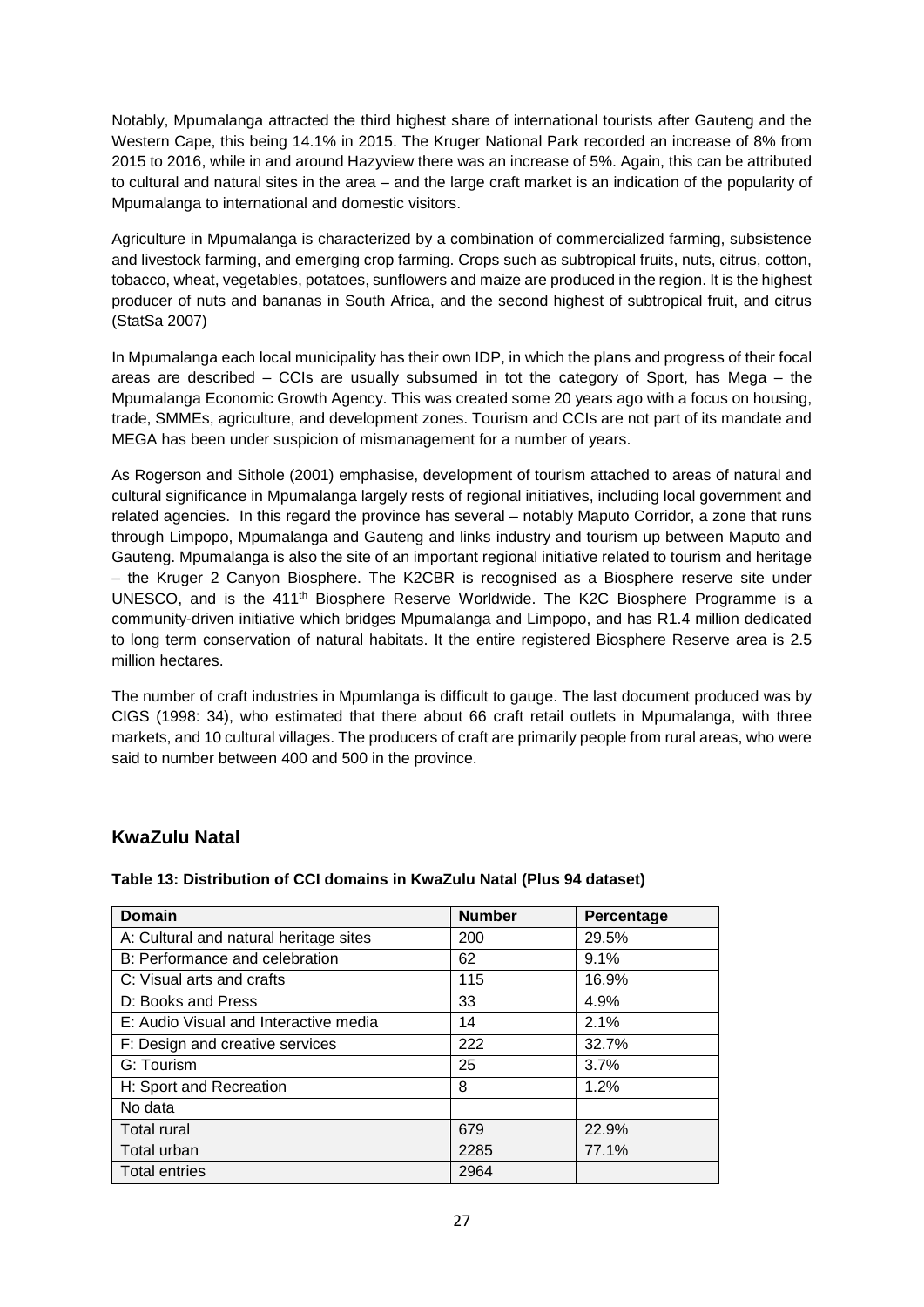Notably, Mpumalanga attracted the third highest share of international tourists after Gauteng and the Western Cape, this being 14.1% in 2015. The Kruger National Park recorded an increase of 8% from 2015 to 2016, while in and around Hazyview there was an increase of 5%. Again, this can be attributed to cultural and natural sites in the area – and the large craft market is an indication of the popularity of Mpumalanga to international and domestic visitors.

Agriculture in Mpumalanga is characterized by a combination of commercialized farming, subsistence and livestock farming, and emerging crop farming. Crops such as subtropical fruits, nuts, citrus, cotton, tobacco, wheat, vegetables, potatoes, sunflowers and maize are produced in the region. It is the highest producer of nuts and bananas in South Africa, and the second highest of subtropical fruit, and citrus (StatSa 2007)

In Mpumalanga each local municipality has their own IDP, in which the plans and progress of their focal areas are described – CCIs are usually subsumed in tot the category of Sport, has Mega – the Mpumalanga Economic Growth Agency. This was created some 20 years ago with a focus on housing, trade, SMMEs, agriculture, and development zones. Tourism and CCIs are not part of its mandate and MEGA has been under suspicion of mismanagement for a number of years.

As Rogerson and Sithole (2001) emphasise, development of tourism attached to areas of natural and cultural significance in Mpumalanga largely rests of regional initiatives, including local government and related agencies. In this regard the province has several – notably Maputo Corridor, a zone that runs through Limpopo, Mpumalanga and Gauteng and links industry and tourism up between Maputo and Gauteng. Mpumalanga is also the site of an important regional initiative related to tourism and heritage – the Kruger 2 Canyon Biosphere. The K2CBR is recognised as a Biosphere reserve site under UNESCO, and is the 411th Biosphere Reserve Worldwide. The K2C Biosphere Programme is a community-driven initiative which bridges Mpumalanga and Limpopo, and has R1.4 million dedicated to long term conservation of natural habitats. It the entire registered Biosphere Reserve area is 2.5 million hectares.

The number of craft industries in Mpumlanga is difficult to gauge. The last document produced was by CIGS (1998: 34), who estimated that there about 66 craft retail outlets in Mpumalanga, with three markets, and 10 cultural villages. The producers of craft are primarily people from rural areas, who were said to number between 400 and 500 in the province.

## KwaZulu Natal

**Table 13: Distribution of CCI domains in KwaZulu Natal (Plus 94 dataset)**

| Domain | Number | Percentage |
|---|---|---|
| A: Cultural and natural heritage sites | 200 | 29.5% |
| B: Performance and celebration | 62 | 9.1% |
| C: Visual arts and crafts | 115 | 16.9% |
| D: Books and Press | 33 | 4.9% |
| E: Audio Visual and Interactive media | 14 | 2.1% |
| F: Design and creative services | 222 | 32.7% |
| G: Tourism | 25 | 3.7% |
| H: Sport and Recreation | 8 | 1.2% |
| No data | | |
| Total rural | 679 | 22.9% |
| Total urban | 2285 | 77.1% |
| Total entries | 2964 | |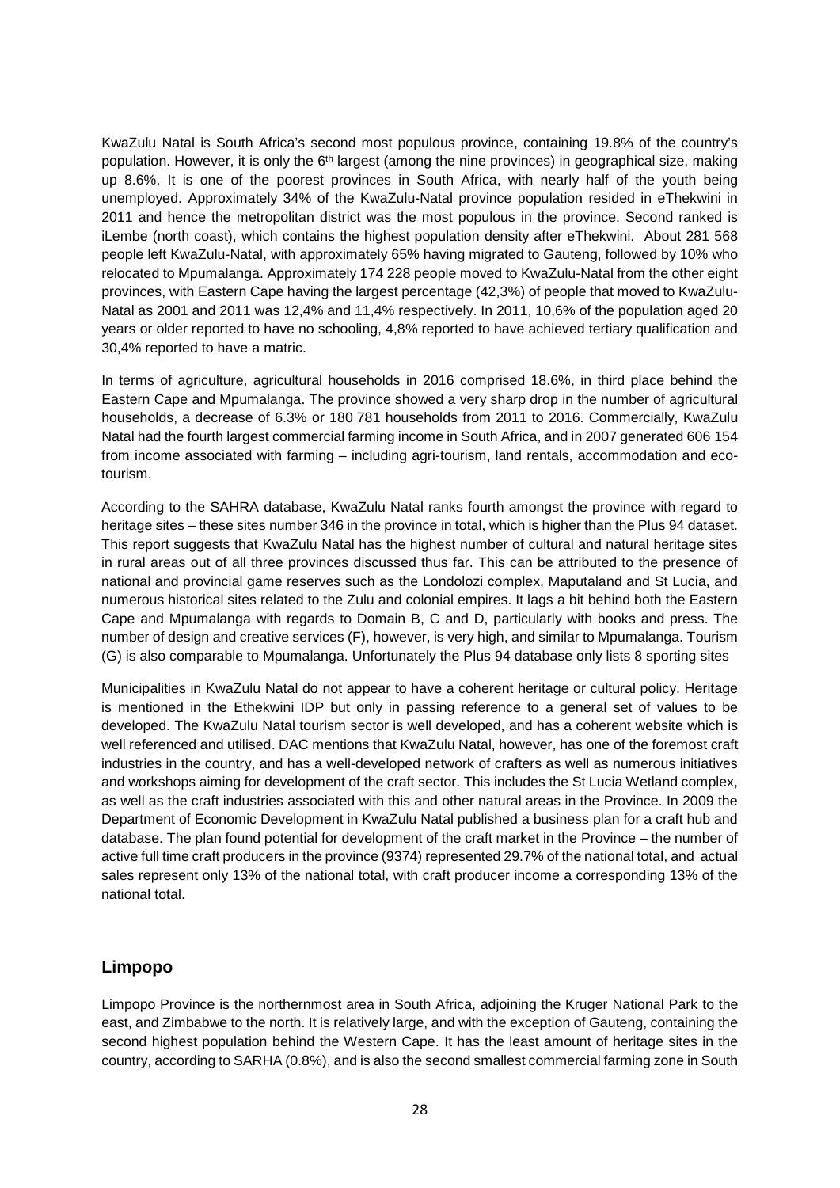KwaZulu Natal is South Africa's second most populous province, containing 19.8% of the country's population. However, it is only the 6th largest (among the nine provinces) in geographical size, making up 8.6%. It is one of the poorest provinces in South Africa, with nearly half of the youth being unemployed. Approximately 34% of the KwaZulu-Natal province population resided in eThekwini in 2011 and hence the metropolitan district was the most populous in the province. Second ranked is iLembe (north coast), which contains the highest population density after eThekwini. About 281 568 people left KwaZulu-Natal, with approximately 65% having migrated to Gauteng, followed by 10% who relocated to Mpumalanga. Approximately 174 228 people moved to KwaZulu-Natal from the other eight provinces, with Eastern Cape having the largest percentage (42,3%) of people that moved to KwaZulu-Natal as 2001 and 2011 was 12,4% and 11,4% respectively. In 2011, 10,6% of the population aged 20 years or older reported to have no schooling, 4,8% reported to have achieved tertiary qualification and 30,4% reported to have a matric.

In terms of agriculture, agricultural households in 2016 comprised 18.6%, in third place behind the Eastern Cape and Mpumalanga. The province showed a very sharp drop in the number of agricultural households, a decrease of 6.3% or 180 781 households from 2011 to 2016. Commercially, KwaZulu Natal had the fourth largest commercial farming income in South Africa, and in 2007 generated 606 154 from income associated with farming – including agri-tourism, land rentals, accommodation and eco-tourism.

According to the SAHRA database, KwaZulu Natal ranks fourth amongst the province with regard to heritage sites – these sites number 346 in the province in total, which is higher than the Plus 94 dataset. This report suggests that KwaZulu Natal has the highest number of cultural and natural heritage sites in rural areas out of all three provinces discussed thus far. This can be attributed to the presence of national and provincial game reserves such as the Londolozi complex, Maputaland and St Lucia, and numerous historical sites related to the Zulu and colonial empires. It lags a bit behind both the Eastern Cape and Mpumalanga with regards to Domain B, C and D, particularly with books and press. The number of design and creative services (F), however, is very high, and similar to Mpumalanga. Tourism (G) is also comparable to Mpumalanga. Unfortunately the Plus 94 database only lists 8 sporting sites

Municipalities in KwaZulu Natal do not appear to have a coherent heritage or cultural policy. Heritage is mentioned in the Ethekwini IDP but only in passing reference to a general set of values to be developed. The KwaZulu Natal tourism sector is well developed, and has a coherent website which is well referenced and utilised. DAC mentions that KwaZulu Natal, however, has one of the foremost craft industries in the country, and has a well-developed network of crafters as well as numerous initiatives and workshops aiming for development of the craft sector. This includes the St Lucia Wetland complex, as well as the craft industries associated with this and other natural areas in the Province. In 2009 the Department of Economic Development in KwaZulu Natal published a business plan for a craft hub and database. The plan found potential for development of the craft market in the Province – the number of active full time craft producers in the province (9374) represented 29.7% of the national total, and actual sales represent only 13% of the national total, with craft producer income a corresponding 13% of the national total.

## Limpopo

Limpopo Province is the northernmost area in South Africa, adjoining the Kruger National Park to the east, and Zimbabwe to the north. It is relatively large, and with the exception of Gauteng, containing the second highest population behind the Western Cape. It has the least amount of heritage sites in the country, according to SARHA (0.8%), and is also the second smallest commercial farming zone in South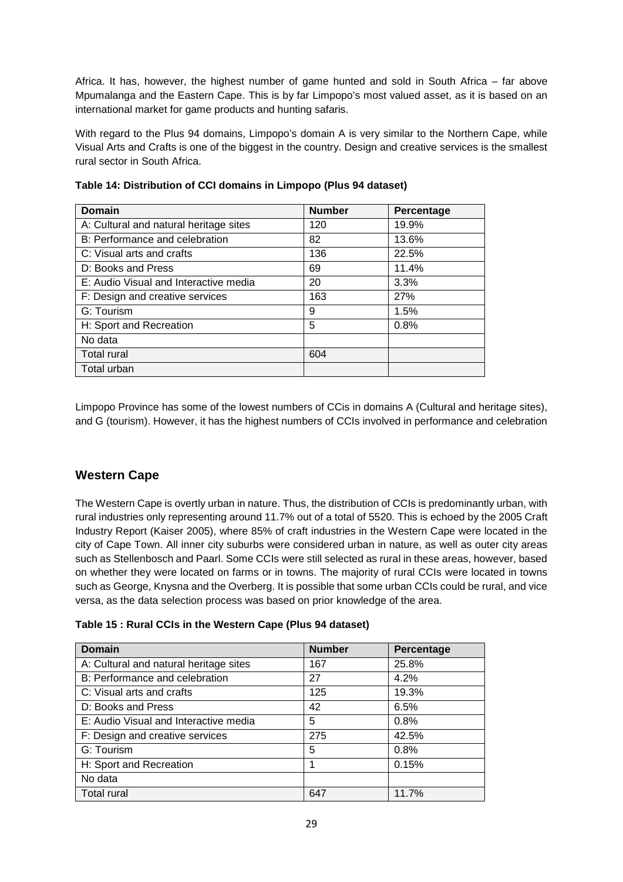Africa. It has, however, the highest number of game hunted and sold in South Africa – far above Mpumalanga and the Eastern Cape. This is by far Limpopo's most valued asset, as it is based on an international market for game products and hunting safaris.

With regard to the Plus 94 domains, Limpopo's domain A is very similar to the Northern Cape, while Visual Arts and Crafts is one of the biggest in the country. Design and creative services is the smallest rural sector in South Africa.

**Table 14: Distribution of CCI domains in Limpopo (Plus 94 dataset)**

| Domain | Number | Percentage |
|---|---|---|
| A: Cultural and natural heritage sites | 120 | 19.9% |
| B: Performance and celebration | 82 | 13.6% |
| C: Visual arts and crafts | 136 | 22.5% |
| D: Books and Press | 69 | 11.4% |
| E: Audio Visual and Interactive media | 20 | 3.3% |
| F: Design and creative services | 163 | 27% |
| G: Tourism | 9 | 1.5% |
| H: Sport and Recreation | 5 | 0.8% |
| No data | | |
| Total rural | 604 | |
| Total urban | | |

Limpopo Province has some of the lowest numbers of CCis in domains A (Cultural and heritage sites), and G (tourism). However, it has the highest numbers of CCIs involved in performance and celebration

## Western Cape

The Western Cape is overtly urban in nature. Thus, the distribution of CCIs is predominantly urban, with rural industries only representing around 11.7% out of a total of 5520. This is echoed by the 2005 Craft Industry Report (Kaiser 2005), where 85% of craft industries in the Western Cape were located in the city of Cape Town. All inner city suburbs were considered urban in nature, as well as outer city areas such as Stellenbosch and Paarl. Some CCIs were still selected as rural in these areas, however, based on whether they were located on farms or in towns. The majority of rural CCIs were located in towns such as George, Knysna and the Overberg. It is possible that some urban CCIs could be rural, and vice versa, as the data selection process was based on prior knowledge of the area.

**Table 15 : Rural CCIs in the Western Cape (Plus 94 dataset)**

| Domain | Number | Percentage |
|---|---|---|
| A: Cultural and natural heritage sites | 167 | 25.8% |
| B: Performance and celebration | 27 | 4.2% |
| C: Visual arts and crafts | 125 | 19.3% |
| D: Books and Press | 42 | 6.5% |
| E: Audio Visual and Interactive media | 5 | 0.8% |
| F: Design and creative services | 275 | 42.5% |
| G: Tourism | 5 | 0.8% |
| H: Sport and Recreation | 1 | 0.15% |
| No data | | |
| Total rural | 647 | 11.7% |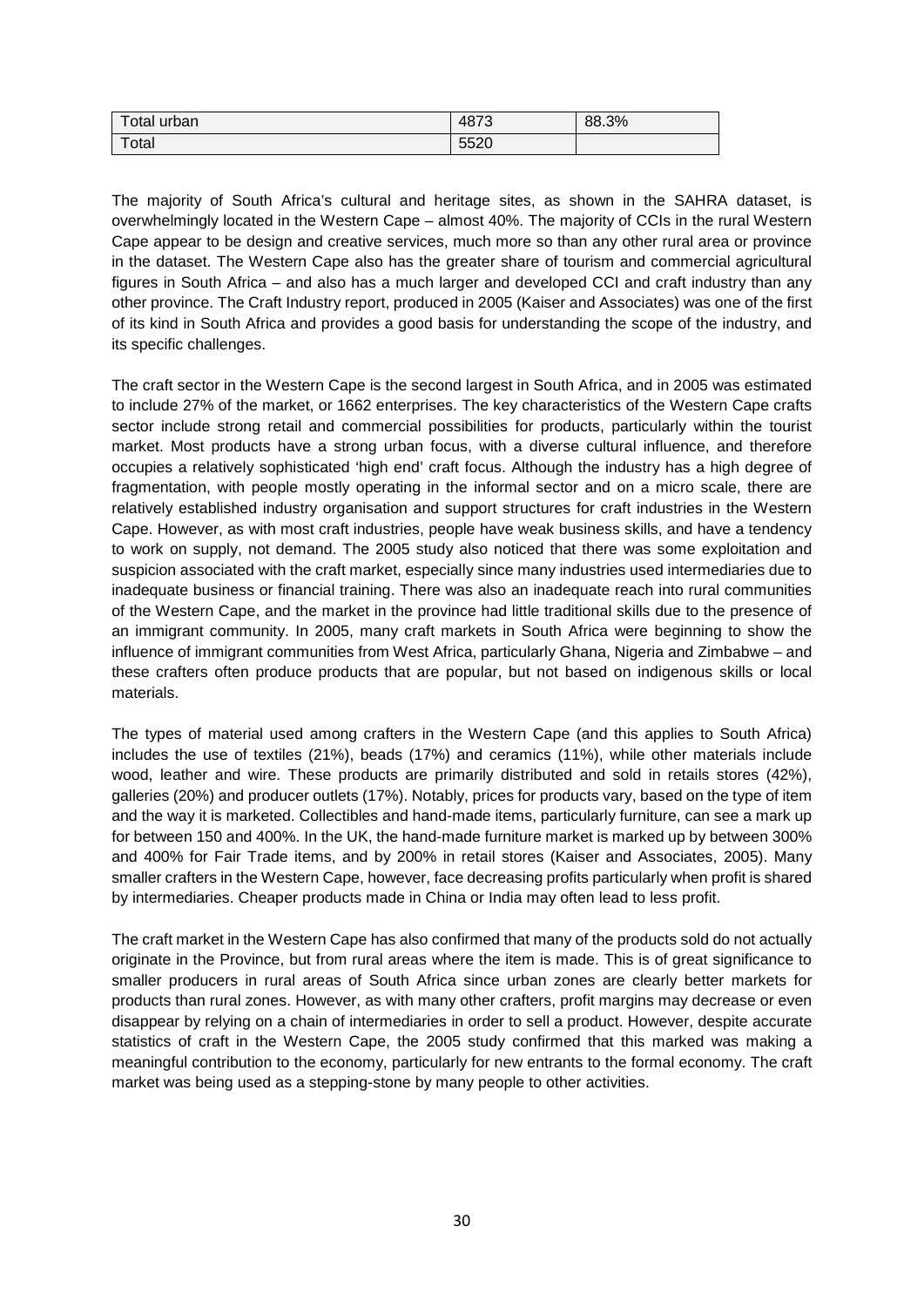| Total urban | 4873 | 88.3% |
| --- | --- | --- |
| Total | 5520 | |

The majority of South Africa's cultural and heritage sites, as shown in the SAHRA dataset, is overwhelmingly located in the Western Cape – almost 40%. The majority of CCIs in the rural Western Cape appear to be design and creative services, much more so than any other rural area or province in the dataset. The Western Cape also has the greater share of tourism and commercial agricultural figures in South Africa – and also has a much larger and developed CCI and craft industry than any other province. The Craft Industry report, produced in 2005 (Kaiser and Associates) was one of the first of its kind in South Africa and provides a good basis for understanding the scope of the industry, and its specific challenges.

The craft sector in the Western Cape is the second largest in South Africa, and in 2005 was estimated to include 27% of the market, or 1662 enterprises. The key characteristics of the Western Cape crafts sector include strong retail and commercial possibilities for products, particularly within the tourist market. Most products have a strong urban focus, with a diverse cultural influence, and therefore occupies a relatively sophisticated 'high end' craft focus. Although the industry has a high degree of fragmentation, with people mostly operating in the informal sector and on a micro scale, there are relatively established industry organisation and support structures for craft industries in the Western Cape. However, as with most craft industries, people have weak business skills, and have a tendency to work on supply, not demand. The 2005 study also noticed that there was some exploitation and suspicion associated with the craft market, especially since many industries used intermediaries due to inadequate business or financial training. There was also an inadequate reach into rural communities of the Western Cape, and the market in the province had little traditional skills due to the presence of an immigrant community. In 2005, many craft markets in South Africa were beginning to show the influence of immigrant communities from West Africa, particularly Ghana, Nigeria and Zimbabwe – and these crafters often produce products that are popular, but not based on indigenous skills or local materials.

The types of material used among crafters in the Western Cape (and this applies to South Africa) includes the use of textiles (21%), beads (17%) and ceramics (11%), while other materials include wood, leather and wire. These products are primarily distributed and sold in retails stores (42%), galleries (20%) and producer outlets (17%). Notably, prices for products vary, based on the type of item and the way it is marketed. Collectibles and hand-made items, particularly furniture, can see a mark up for between 150 and 400%. In the UK, the hand-made furniture market is marked up by between 300% and 400% for Fair Trade items, and by 200% in retail stores (Kaiser and Associates, 2005). Many smaller crafters in the Western Cape, however, face decreasing profits particularly when profit is shared by intermediaries. Cheaper products made in China or India may often lead to less profit.

The craft market in the Western Cape has also confirmed that many of the products sold do not actually originate in the Province, but from rural areas where the item is made. This is of great significance to smaller producers in rural areas of South Africa since urban zones are clearly better markets for products than rural zones. However, as with many other crafters, profit margins may decrease or even disappear by relying on a chain of intermediaries in order to sell a product. However, despite accurate statistics of craft in the Western Cape, the 2005 study confirmed that this marked was making a meaningful contribution to the economy, particularly for new entrants to the formal economy. The craft market was being used as a stepping-stone by many people to other activities.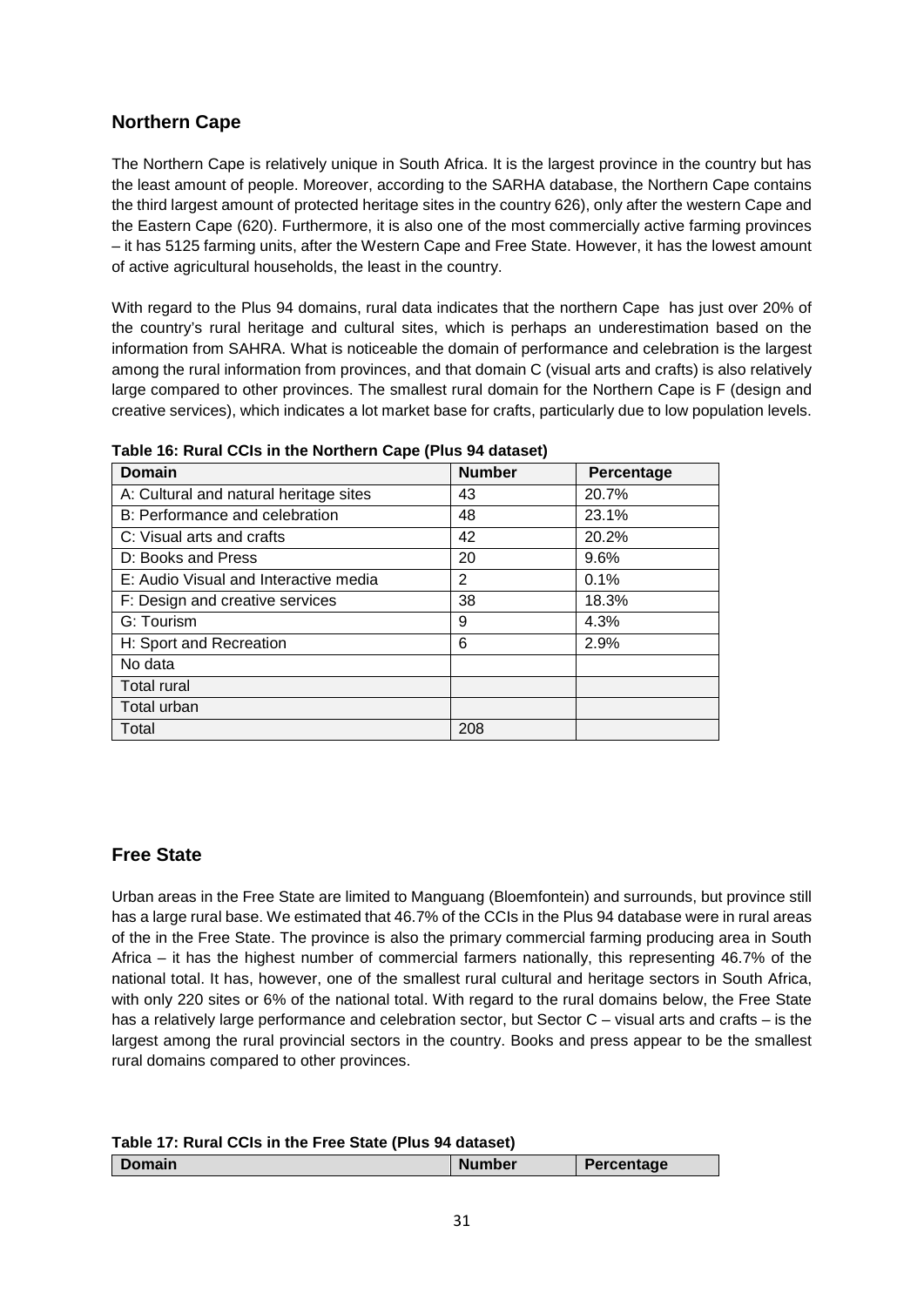## Northern Cape

The Northern Cape is relatively unique in South Africa. It is the largest province in the country but has the least amount of people. Moreover, according to the SARHA database, the Northern Cape contains the third largest amount of protected heritage sites in the country 626), only after the western Cape and the Eastern Cape (620). Furthermore, it is also one of the most commercially active farming provinces – it has 5125 farming units, after the Western Cape and Free State. However, it has the lowest amount of active agricultural households, the least in the country.

With regard to the Plus 94 domains, rural data indicates that the northern Cape has just over 20% of the country's rural heritage and cultural sites, which is perhaps an underestimation based on the information from SAHRA. What is noticeable the domain of performance and celebration is the largest among the rural information from provinces, and that domain C (visual arts and crafts) is also relatively large compared to other provinces. The smallest rural domain for the Northern Cape is F (design and creative services), which indicates a lot market base for crafts, particularly due to low population levels.

**Table 16: Rural CCIs in the Northern Cape (Plus 94 dataset)**

| Domain | Number | Percentage |
|---|---|---|
| A: Cultural and natural heritage sites | 43 | 20.7% |
| B: Performance and celebration | 48 | 23.1% |
| C: Visual arts and crafts | 42 | 20.2% |
| D: Books and Press | 20 | 9.6% |
| E: Audio Visual and Interactive media | 2 | 0.1% |
| F: Design and creative services | 38 | 18.3% |
| G: Tourism | 9 | 4.3% |
| H: Sport and Recreation | 6 | 2.9% |
| No data | | |
| Total rural | | |
| Total urban | | |
| Total | 208 | |

## Free State

Urban areas in the Free State are limited to Manguang (Bloemfontein) and surrounds, but province still has a large rural base. We estimated that 46.7% of the CCIs in the Plus 94 database were in rural areas of the in the Free State. The province is also the primary commercial farming producing area in South Africa – it has the highest number of commercial farmers nationally, this representing 46.7% of the national total. It has, however, one of the smallest rural cultural and heritage sectors in South Africa, with only 220 sites or 6% of the national total. With regard to the rural domains below, the Free State has a relatively large performance and celebration sector, but Sector C – visual arts and crafts – is the largest among the rural provincial sectors in the country. Books and press appear to be the smallest rural domains compared to other provinces.

**Table 17: Rural CCIs in the Free State (Plus 94 dataset)**

| Domain | Number | Percentage |
|---|---|---|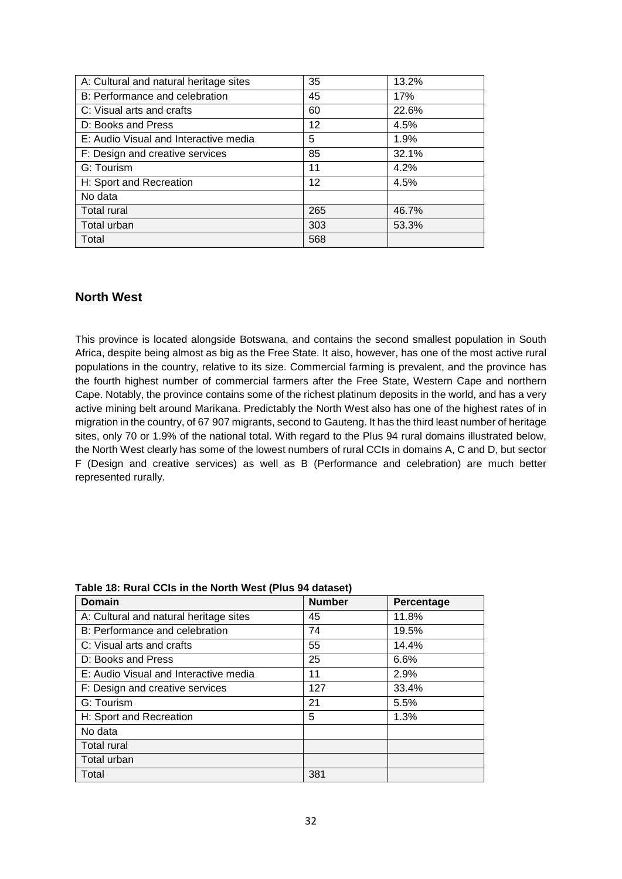| | | |
|---|---|---|
| A: Cultural and natural heritage sites | 35 | 13.2% |
| B: Performance and celebration | 45 | 17% |
| C: Visual arts and crafts | 60 | 22.6% |
| D: Books and Press | 12 | 4.5% |
| E: Audio Visual and Interactive media | 5 | 1.9% |
| F: Design and creative services | 85 | 32.1% |
| G: Tourism | 11 | 4.2% |
| H: Sport and Recreation | 12 | 4.5% |
| No data | | |
| Total rural | 265 | 46.7% |
| Total urban | 303 | 53.3% |
| Total | 568 | |

## North West

This province is located alongside Botswana, and contains the second smallest population in South Africa, despite being almost as big as the Free State. It also, however, has one of the most active rural populations in the country, relative to its size. Commercial farming is prevalent, and the province has the fourth highest number of commercial farmers after the Free State, Western Cape and northern Cape. Notably, the province contains some of the richest platinum deposits in the world, and has a very active mining belt around Marikana. Predictably the North West also has one of the highest rates of in migration in the country, of 67 907 migrants, second to Gauteng. It has the third least number of heritage sites, only 70 or 1.9% of the national total. With regard to the Plus 94 rural domains illustrated below, the North West clearly has some of the lowest numbers of rural CCIs in domains A, C and D, but sector F (Design and creative services) as well as B (Performance and celebration) are much better represented rurally.

**Table 18: Rural CCIs in the North West (Plus 94 dataset)**

| Domain | Number | Percentage |
|---|---|---|
| A: Cultural and natural heritage sites | 45 | 11.8% |
| B: Performance and celebration | 74 | 19.5% |
| C: Visual arts and crafts | 55 | 14.4% |
| D: Books and Press | 25 | 6.6% |
| E: Audio Visual and Interactive media | 11 | 2.9% |
| F: Design and creative services | 127 | 33.4% |
| G: Tourism | 21 | 5.5% |
| H: Sport and Recreation | 5 | 1.3% |
| No data | | |
| Total rural | | |
| Total urban | | |
| Total | 381 | |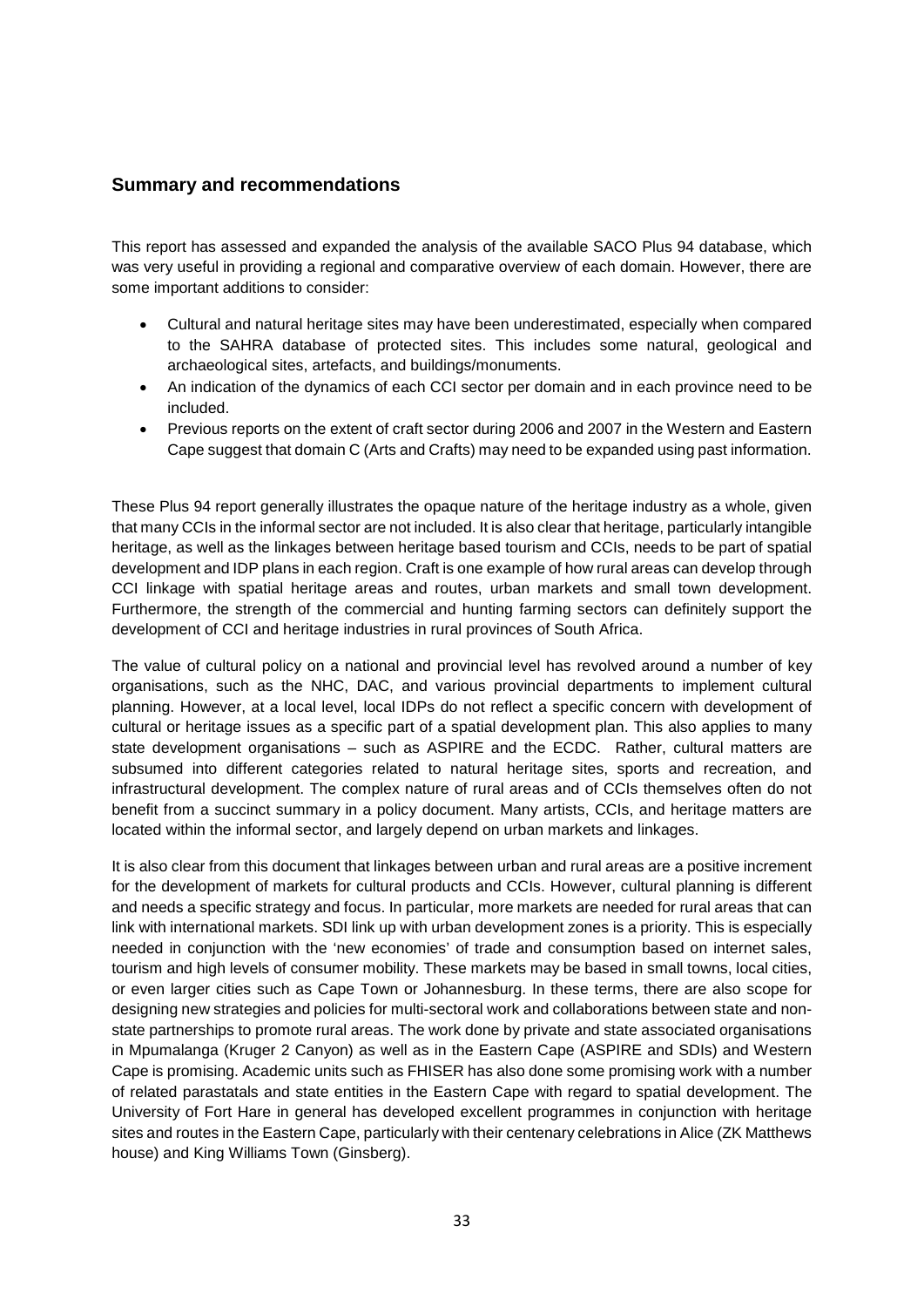## Summary and recommendations

This report has assessed and expanded the analysis of the available SACO Plus 94 database, which was very useful in providing a regional and comparative overview of each domain. However, there are some important additions to consider:

- Cultural and natural heritage sites may have been underestimated, especially when compared to the SAHRA database of protected sites. This includes some natural, geological and archaeological sites, artefacts, and buildings/monuments.
- An indication of the dynamics of each CCI sector per domain and in each province need to be included.
- Previous reports on the extent of craft sector during 2006 and 2007 in the Western and Eastern Cape suggest that domain C (Arts and Crafts) may need to be expanded using past information.

These Plus 94 report generally illustrates the opaque nature of the heritage industry as a whole, given that many CCIs in the informal sector are not included. It is also clear that heritage, particularly intangible heritage, as well as the linkages between heritage based tourism and CCIs, needs to be part of spatial development and IDP plans in each region. Craft is one example of how rural areas can develop through CCI linkage with spatial heritage areas and routes, urban markets and small town development. Furthermore, the strength of the commercial and hunting farming sectors can definitely support the development of CCI and heritage industries in rural provinces of South Africa.

The value of cultural policy on a national and provincial level has revolved around a number of key organisations, such as the NHC, DAC, and various provincial departments to implement cultural planning. However, at a local level, local IDPs do not reflect a specific concern with development of cultural or heritage issues as a specific part of a spatial development plan. This also applies to many state development organisations – such as ASPIRE and the ECDC. Rather, cultural matters are subsumed into different categories related to natural heritage sites, sports and recreation, and infrastructural development. The complex nature of rural areas and of CCIs themselves often do not benefit from a succinct summary in a policy document. Many artists, CCIs, and heritage matters are located within the informal sector, and largely depend on urban markets and linkages.

It is also clear from this document that linkages between urban and rural areas are a positive increment for the development of markets for cultural products and CCIs. However, cultural planning is different and needs a specific strategy and focus. In particular, more markets are needed for rural areas that can link with international markets. SDI link up with urban development zones is a priority. This is especially needed in conjunction with the 'new economies' of trade and consumption based on internet sales, tourism and high levels of consumer mobility. These markets may be based in small towns, local cities, or even larger cities such as Cape Town or Johannesburg. In these terms, there are also scope for designing new strategies and policies for multi-sectoral work and collaborations between state and non-state partnerships to promote rural areas. The work done by private and state associated organisations in Mpumalanga (Kruger 2 Canyon) as well as in the Eastern Cape (ASPIRE and SDIs) and Western Cape is promising. Academic units such as FHISER has also done some promising work with a number of related parastatals and state entities in the Eastern Cape with regard to spatial development. The University of Fort Hare in general has developed excellent programmes in conjunction with heritage sites and routes in the Eastern Cape, particularly with their centenary celebrations in Alice (ZK Matthews house) and King Williams Town (Ginsberg).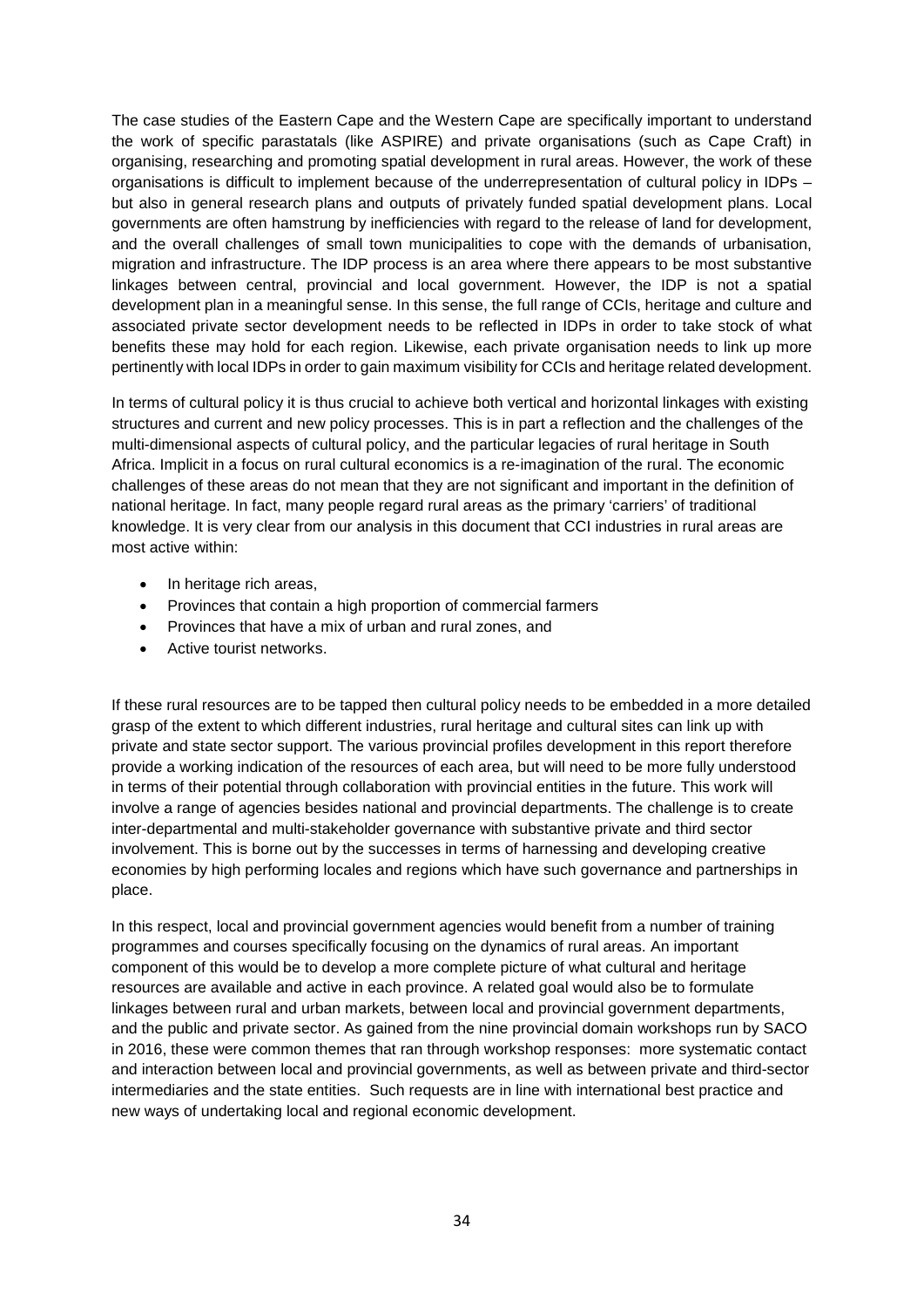The case studies of the Eastern Cape and the Western Cape are specifically important to understand the work of specific parastatals (like ASPIRE) and private organisations (such as Cape Craft) in organising, researching and promoting spatial development in rural areas. However, the work of these organisations is difficult to implement because of the underrepresentation of cultural policy in IDPs – but also in general research plans and outputs of privately funded spatial development plans. Local governments are often hamstrung by inefficiencies with regard to the release of land for development, and the overall challenges of small town municipalities to cope with the demands of urbanisation, migration and infrastructure. The IDP process is an area where there appears to be most substantive linkages between central, provincial and local government. However, the IDP is not a spatial development plan in a meaningful sense. In this sense, the full range of CCIs, heritage and culture and associated private sector development needs to be reflected in IDPs in order to take stock of what benefits these may hold for each region. Likewise, each private organisation needs to link up more pertinently with local IDPs in order to gain maximum visibility for CCIs and heritage related development.

In terms of cultural policy it is thus crucial to achieve both vertical and horizontal linkages with existing structures and current and new policy processes. This is in part a reflection and the challenges of the multi-dimensional aspects of cultural policy, and the particular legacies of rural heritage in South Africa. Implicit in a focus on rural cultural economics is a re-imagination of the rural. The economic challenges of these areas do not mean that they are not significant and important in the definition of national heritage. In fact, many people regard rural areas as the primary 'carriers' of traditional knowledge. It is very clear from our analysis in this document that CCI industries in rural areas are most active within:

- In heritage rich areas,
- Provinces that contain a high proportion of commercial farmers
- Provinces that have a mix of urban and rural zones, and
- Active tourist networks.

If these rural resources are to be tapped then cultural policy needs to be embedded in a more detailed grasp of the extent to which different industries, rural heritage and cultural sites can link up with private and state sector support. The various provincial profiles development in this report therefore provide a working indication of the resources of each area, but will need to be more fully understood in terms of their potential through collaboration with provincial entities in the future. This work will involve a range of agencies besides national and provincial departments. The challenge is to create inter-departmental and multi-stakeholder governance with substantive private and third sector involvement. This is borne out by the successes in terms of harnessing and developing creative economies by high performing locales and regions which have such governance and partnerships in place.

In this respect, local and provincial government agencies would benefit from a number of training programmes and courses specifically focusing on the dynamics of rural areas. An important component of this would be to develop a more complete picture of what cultural and heritage resources are available and active in each province. A related goal would also be to formulate linkages between rural and urban markets, between local and provincial government departments, and the public and private sector. As gained from the nine provincial domain workshops run by SACO in 2016, these were common themes that ran through workshop responses: more systematic contact and interaction between local and provincial governments, as well as between private and third-sector intermediaries and the state entities. Such requests are in line with international best practice and new ways of undertaking local and regional economic development.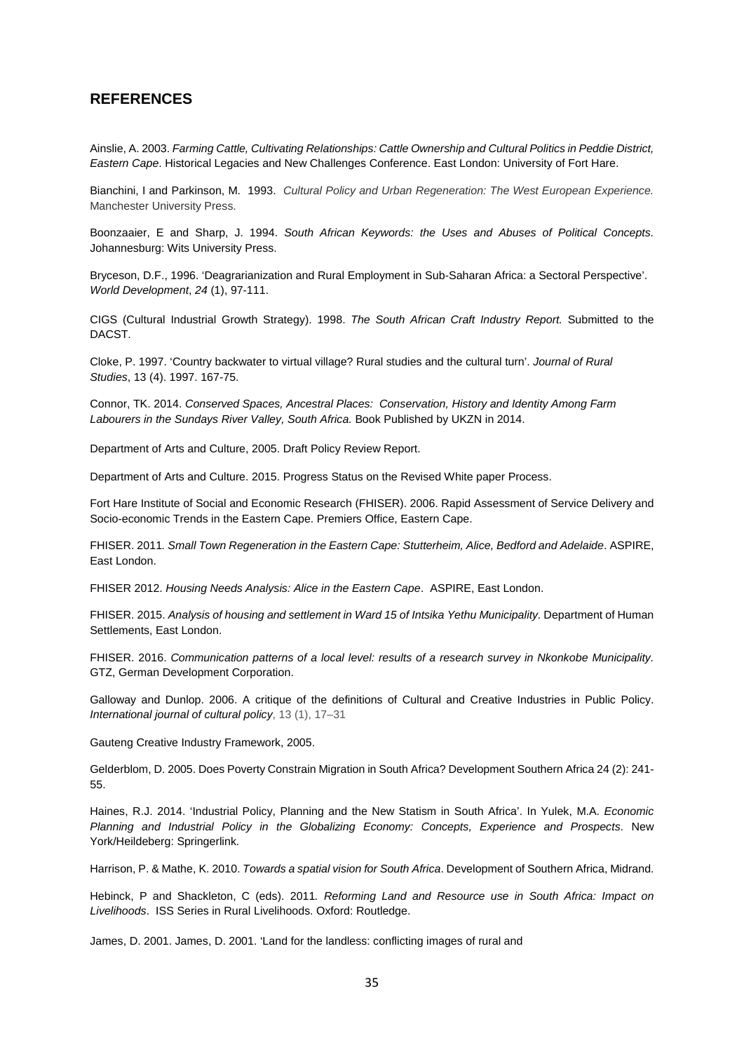## REFERENCES

Ainslie, A. 2003. *Farming Cattle, Cultivating Relationships: Cattle Ownership and Cultural Politics in Peddie District, Eastern Cape*. Historical Legacies and New Challenges Conference. East London: University of Fort Hare.

Bianchini, I and Parkinson, M. 1993. *Cultural Policy and Urban Regeneration: The West European Experience.* Manchester University Press.

Boonzaaier, E and Sharp, J. 1994. *South African Keywords: the Uses and Abuses of Political Concepts.* Johannesburg: Wits University Press.

Bryceson, D.F., 1996. 'Deagrarianization and Rural Employment in Sub-Saharan Africa: a Sectoral Perspective'. *World Development*, *24* (1), 97-111.

CIGS (Cultural Industrial Growth Strategy). 1998. *The South African Craft Industry Report.* Submitted to the DACST.

Cloke, P. 1997. 'Country backwater to virtual village? Rural studies and the cultural turn'. *Journal of Rural Studies*, 13 (4). 1997. 167-75.

Connor, TK. 2014. *Conserved Spaces, Ancestral Places: Conservation, History and Identity Among Farm Labourers in the Sundays River Valley, South Africa.* Book Published by UKZN in 2014.

Department of Arts and Culture, 2005. Draft Policy Review Report.

Department of Arts and Culture. 2015. Progress Status on the Revised White paper Process.

Fort Hare Institute of Social and Economic Research (FHISER). 2006. Rapid Assessment of Service Delivery and Socio-economic Trends in the Eastern Cape. Premiers Office, Eastern Cape.

FHISER. 2011. *Small Town Regeneration in the Eastern Cape: Stutterheim, Alice, Bedford and Adelaide*. ASPIRE, East London.

FHISER 2012. *Housing Needs Analysis: Alice in the Eastern Cape*. ASPIRE, East London.

FHISER. 2015. *Analysis of housing and settlement in Ward 15 of Intsika Yethu Municipality.* Department of Human Settlements, East London.

FHISER. 2016. *Communication patterns of a local level: results of a research survey in Nkonkobe Municipality.* GTZ, German Development Corporation.

Galloway and Dunlop. 2006. A critique of the definitions of Cultural and Creative Industries in Public Policy. *International journal of cultural policy*, 13 (1), 17–31

Gauteng Creative Industry Framework, 2005.

Gelderblom, D. 2005. Does Poverty Constrain Migration in South Africa? Development Southern Africa 24 (2): 241-55.

Haines, R.J. 2014. 'Industrial Policy, Planning and the New Statism in South Africa'. In Yulek, M.A. *Economic Planning and Industrial Policy in the Globalizing Economy: Concepts, Experience and Prospects*. New York/Heildeberg: Springerlink.

Harrison, P. & Mathe, K. 2010. *Towards a spatial vision for South Africa*. Development of Southern Africa, Midrand.

Hebinck, P and Shackleton, C (eds). 2011. *Reforming Land and Resource use in South Africa: Impact on Livelihoods*. ISS Series in Rural Livelihoods. Oxford: Routledge.

James, D. 2001. James, D. 2001. 'Land for the landless: conflicting images of rural and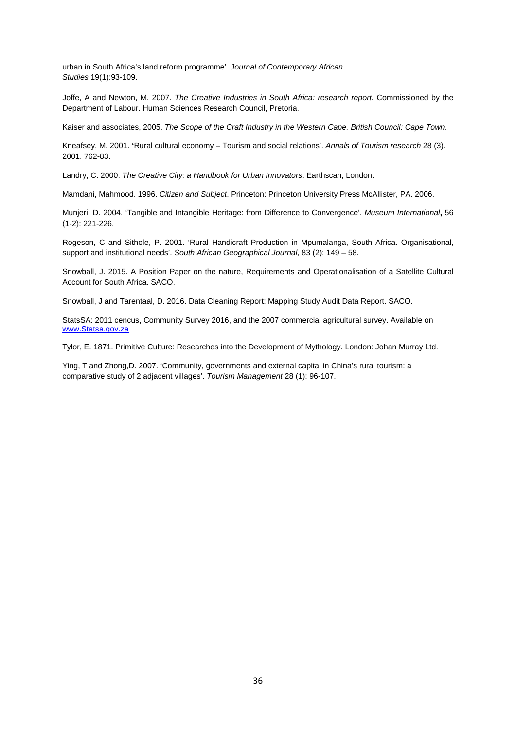urban in South Africa's land reform programme'. *Journal of Contemporary African Studies* 19(1):93-109.

Joffe, A and Newton, M. 2007. *The Creative Industries in South Africa: research report.* Commissioned by the Department of Labour. Human Sciences Research Council, Pretoria.

Kaiser and associates, 2005. *The Scope of the Craft Industry in the Western Cape. British Council: Cape Town.*

Kneafsey, M. 2001. **'**Rural cultural economy – Tourism and social relations'. *Annals of Tourism research* 28 (3). 2001. 762-83.

Landry, C. 2000. *The Creative City: a Handbook for Urban Innovators*. Earthscan, London.

Mamdani, Mahmood. 1996. *Citizen and Subject*. Princeton: Princeton University Press McAllister, PA. 2006.

Munjeri, D. 2004. 'Tangible and Intangible Heritage: from Difference to Convergence'. *Museum International***,** 56 (1-2): 221-226.

Rogeson, C and Sithole, P. 2001. 'Rural Handicraft Production in Mpumalanga, South Africa. Organisational, support and institutional needs'. *South African Geographical Journal,* 83 (2): 149 – 58.

Snowball, J. 2015. A Position Paper on the nature, Requirements and Operationalisation of a Satellite Cultural Account for South Africa. SACO.

Snowball, J and Tarentaal, D. 2016. Data Cleaning Report: Mapping Study Audit Data Report. SACO.

StatsSA: 2011 cencus, Community Survey 2016, and the 2007 commercial agricultural survey. Available on [www.Statsa.gov.za](www.Statsa.gov.za)

Tylor, E. 1871. Primitive Culture: Researches into the Development of Mythology. London: Johan Murray Ltd.

Ying, T and Zhong,D. 2007. 'Community, governments and external capital in China's rural tourism: a comparative study of 2 adjacent villages'. *Tourism Management* 28 (1): 96-107.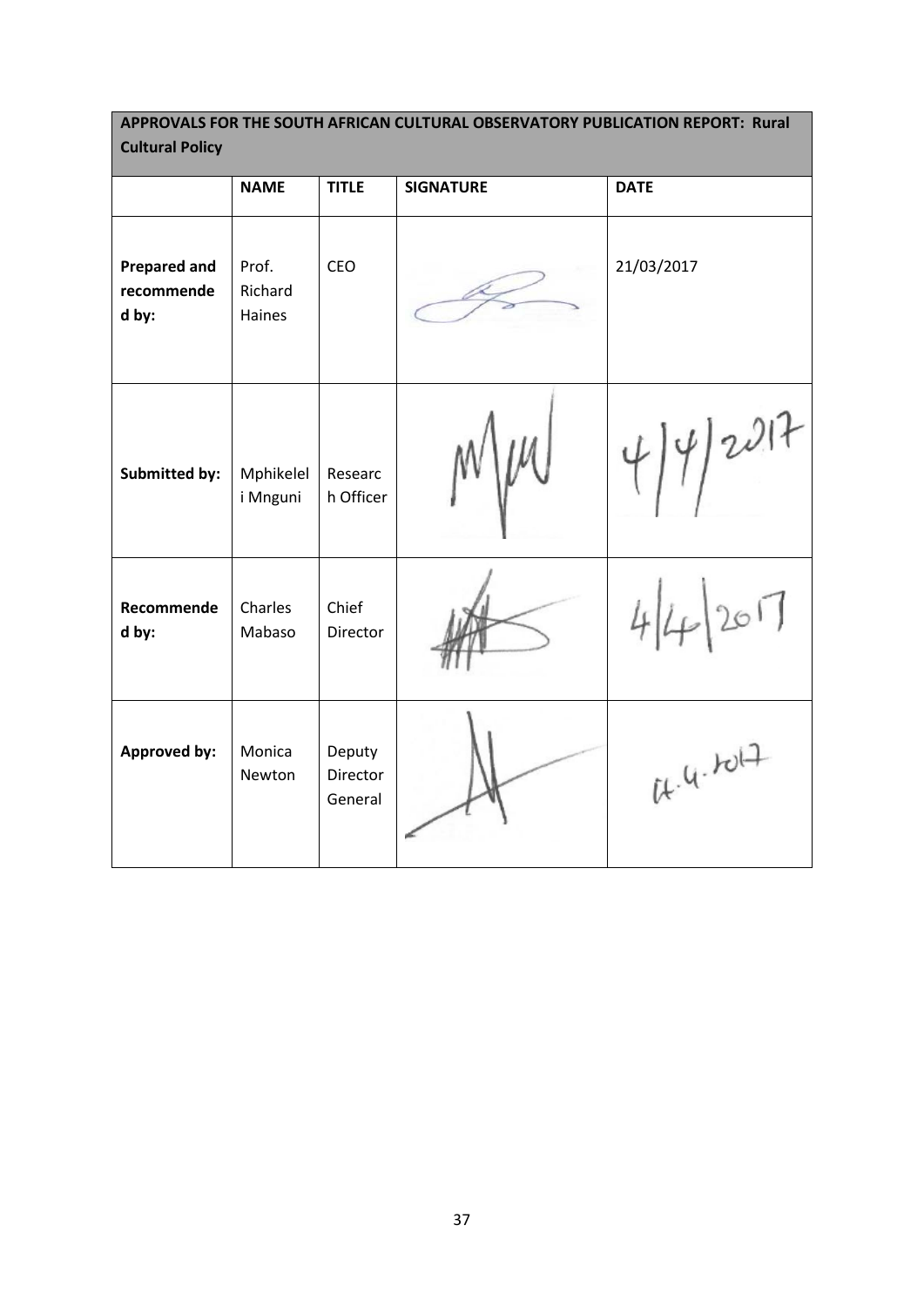| APPROVALS FOR THE SOUTH AFRICAN CULTURAL OBSERVATORY PUBLICATION REPORT: Rural Cultural Policy | | | | |
|---|---|---|---|---|
| | **NAME** | **TITLE** | **SIGNATURE** | **DATE** |
| **Prepared and recommended by:** | Prof. Richard Haines | CEO | | 21/03/2017 |
| **Submitted by:** | Mphikeleli Mnguni | Research Officer | | 4/4/2017 |
| **Recommended by:** | Charles Mabaso | Chief Director | | 4/4/2017 |
| **Approved by:** | Monica Newton | Deputy Director General | | 04.4.2017 |